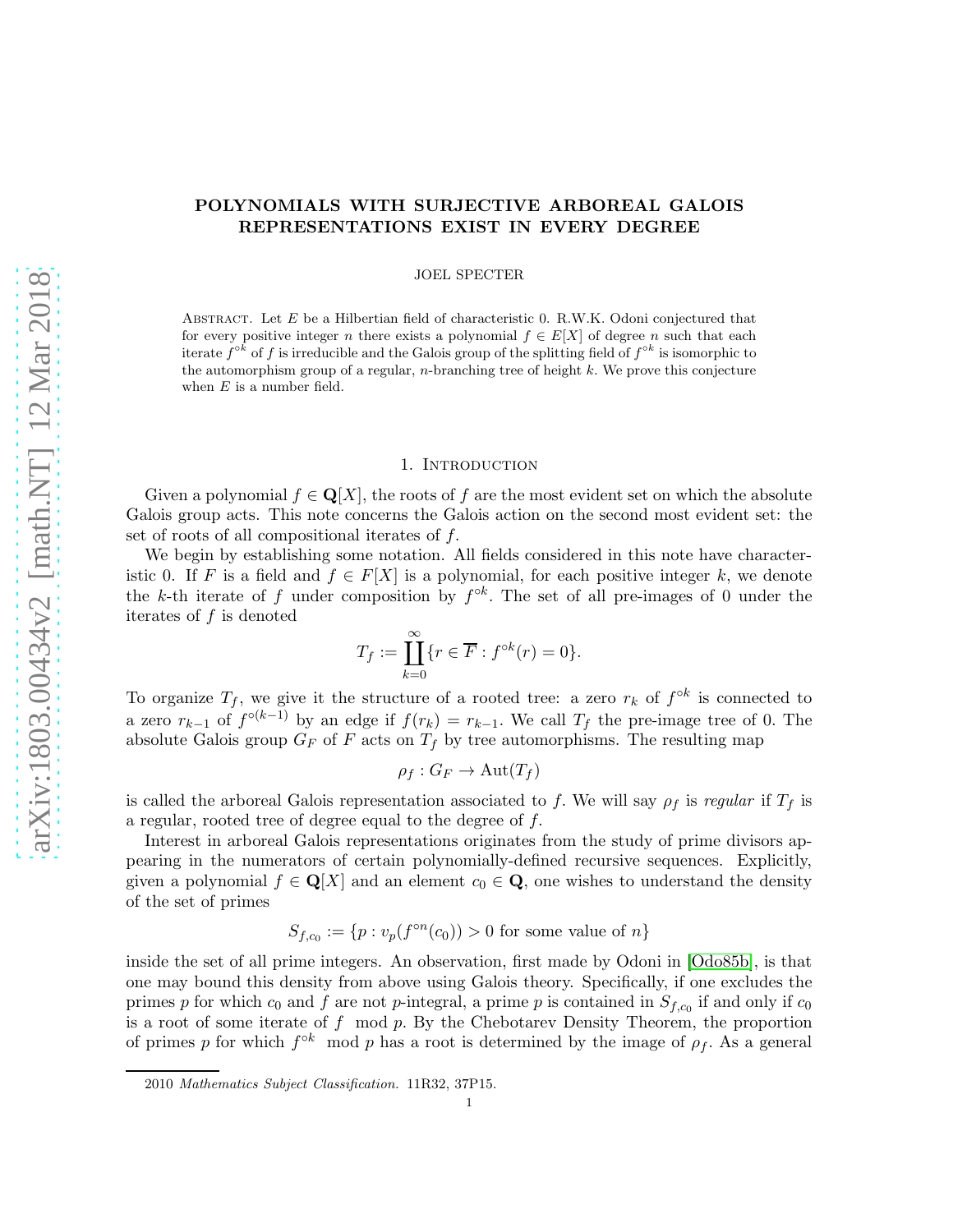# POLYNOMIALS WITH SURJECTIVE ARBOREAL GALOIS REPRESENTATIONS EXIST IN EVERY DEGREE

JOEL SPECTER

Abstract. Let $E$ be a Hilbertian field of characteristic 0. R.W.K. Odoni conjectured that for every positive integer $n$ there exists a polynomial $f \in E[X]$ of degree $n$ such that each iterate $f^{\circ k}$ of $f$ is irreducible and the Galois group of the splitting field of $f^{\circ k}$ is isomorphic to the automorphism group of a regular, $n$-branching tree of height $k$. We prove this conjecture when $E$ is a number field.

## 1. Introduction

Given a polynomial $f \in \mathbf{Q}[X]$, the roots of $f$ are the most evident set on which the absolute Galois group acts. This note concerns the Galois action on the second most evident set: the set of roots of all compositional iterates of $f$.

We begin by establishing some notation. All fields considered in this note have characteristic 0. If $F$ is a field and $f \in F[X]$ is a polynomial, for each positive integer $k$, we denote the $k$-th iterate of $f$ under composition by $f^{\circ k}$. The set of all pre-images of 0 under the iterates of $f$ is denoted

$$T_f := \coprod_{k=0}^{\infty} \{r \in \overline{F} : f^{\circ k}(r) = 0\}.$$

To organize $T_f$, we give it the structure of a rooted tree: a zero $r_k$ of $f^{\circ k}$ is connected to a zero $r_{k-1}$ of $f^{\circ(k-1)}$ by an edge if $f(r_k) = r_{k-1}$. We call $T_f$ the pre-image tree of 0. The absolute Galois group $G_F$ of $F$ acts on $T_f$ by tree automorphisms. The resulting map

$$\rho_f : G_F \to \mathrm{Aut}(T_f)$$

is called the arboreal Galois representation associated to $f$. We will say $\rho_f$ is *regular* if $T_f$ is a regular, rooted tree of degree equal to the degree of $f$.

Interest in arboreal Galois representations originates from the study of prime divisors appearing in the numerators of certain polynomially-defined recursive sequences. Explicitly, given a polynomial $f \in \mathbf{Q}[X]$ and an element $c_0 \in \mathbf{Q}$, one wishes to understand the density of the set of primes

$$S_{f,c_0} := \{p : v_p(f^{\circ n}(c_0)) > 0 \text{ for some value of } n\}$$

inside the set of all prime integers. An observation, first made by Odoni in [Odo85b], is that one may bound this density from above using Galois theory. Specifically, if one excludes the primes $p$ for which $c_0$ and $f$ are not $p$-integral, a prime $p$ is contained in $S_{f,c_0}$ if and only if $c_0$ is a root of some iterate of $f \mod p$. By the Chebotarev Density Theorem, the proportion of primes $p$ for which $f^{\circ k} \mod p$ has a root is determined by the image of $\rho_f$. As a general

2010 *Mathematics Subject Classification.* 11R32, 37P15.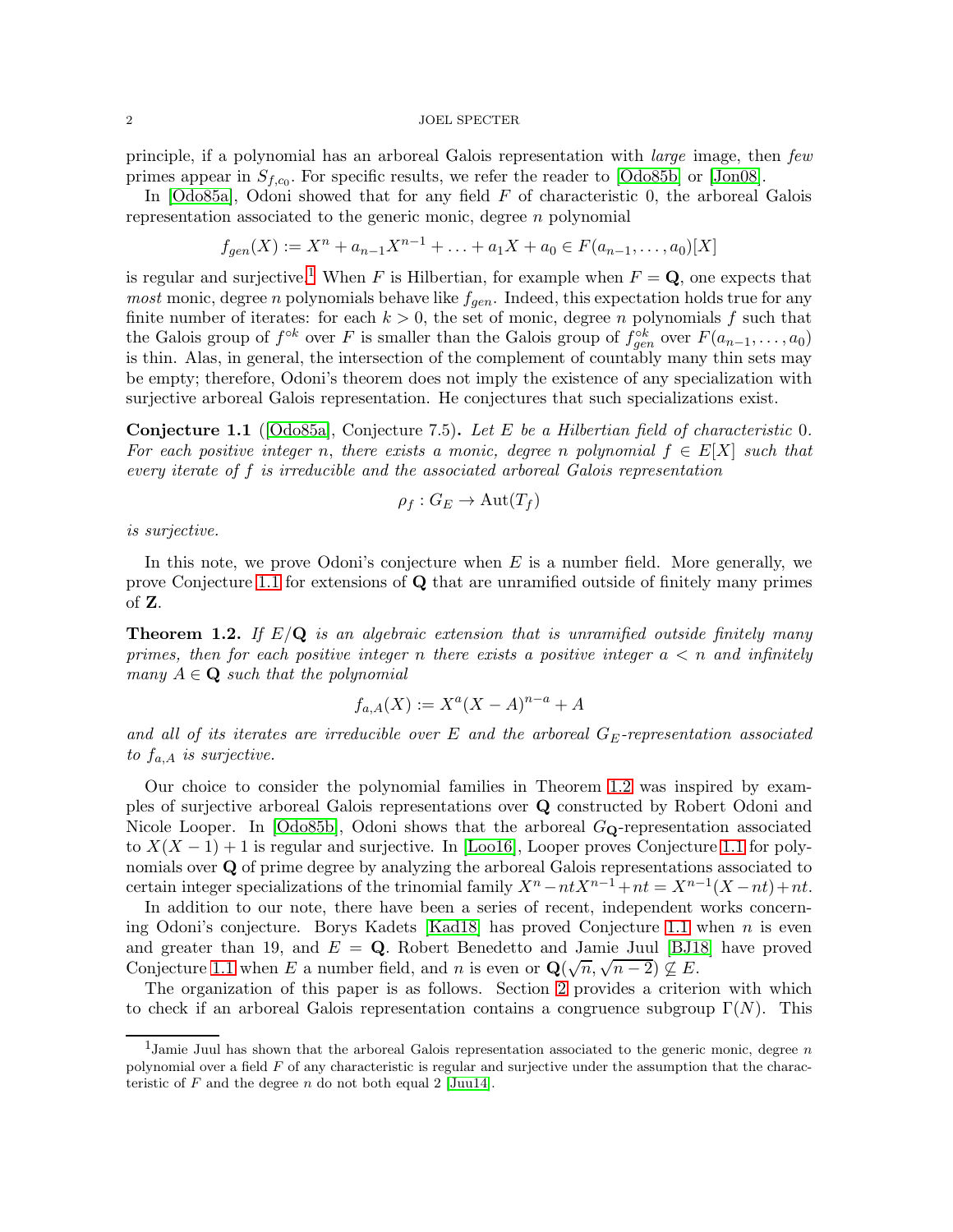principle, if a polynomial has an arboreal Galois representation with *large* image, then *few* primes appear in $S_{f,c_0}$. For specific results, we refer the reader to [Odo85b] or [Jon08].

In [Odo85a], Odoni showed that for any field $F$ of characteristic 0, the arboreal Galois representation associated to the generic monic, degree $n$ polynomial

$$f_{gen}(X) := X^n + a_{n-1}X^{n-1} + \ldots + a_1X + a_0 \in F(a_{n-1}, \ldots, a_0)[X]$$

is regular and surjective.[1] When $F$ is Hilbertian, for example when $F = \mathbf{Q}$, one expects that *most* monic, degree $n$ polynomials behave like $f_{gen}$. Indeed, this expectation holds true for any finite number of iterates: for each $k > 0$, the set of monic, degree $n$ polynomials $f$ such that the Galois group of $f^{\circ k}$ over $F$ is smaller than the Galois group of $f_{gen}^{\circ k}$ over $F(a_{n-1}, \ldots, a_0)$ is thin. Alas, in general, the intersection of the complement of countably many thin sets may be empty; therefore, Odoni's theorem does not imply the existence of any specialization with surjective arboreal Galois representation. He conjectures that such specializations exist.

**Conjecture 1.1** ([Odo85a], Conjecture 7.5)**.** *Let $E$ be a Hilbertian field of characteristic 0. For each positive integer $n$, there exists a monic, degree $n$ polynomial $f \in E[X]$ such that every iterate of $f$ is irreducible and the associated arboreal Galois representation*

$$\rho_f : G_E \to \mathrm{Aut}(T_f)$$

*is surjective.*

In this note, we prove Odoni's conjecture when $E$ is a number field. More generally, we prove Conjecture 1.1 for extensions of $\mathbf{Q}$ that are unramified outside of finitely many primes of $\mathbf{Z}$.

**Theorem 1.2.** *If $E/\mathbf{Q}$ is an algebraic extension that is unramified outside finitely many primes, then for each positive integer $n$ there exists a positive integer $a < n$ and infinitely many $A \in \mathbf{Q}$ such that the polynomial*

$$f_{a,A}(X) := X^a(X - A)^{n-a} + A$$

*and all of its iterates are irreducible over $E$ and the arboreal $G_E$-representation associated to $f_{a,A}$ is surjective.*

Our choice to consider the polynomial families in Theorem 1.2 was inspired by examples of surjective arboreal Galois representations over $\mathbf{Q}$ constructed by Robert Odoni and Nicole Looper. In [Odo85b], Odoni shows that the arboreal $G_{\mathbf{Q}}$-representation associated to $X(X-1)+1$ is regular and surjective. In [Loo16], Looper proves Conjecture 1.1 for polynomials over $\mathbf{Q}$ of prime degree by analyzing the arboreal Galois representations associated to certain integer specializations of the trinomial family $X^n - ntX^{n-1} + nt = X^{n-1}(X - nt) + nt$.

In addition to our note, there have been a series of recent, independent works concerning Odoni's conjecture. Borys Kadets [Kad18] has proved Conjecture 1.1 when $n$ is even and greater than 19, and $E = \mathbf{Q}$. Robert Benedetto and Jamie Juul [BJ18] have proved Conjecture 1.1 when $E$ a number field, and $n$ is even or $\mathbf{Q}(\sqrt{n}, \sqrt{n-2}) \not\subseteq E$.

The organization of this paper is as follows. Section 2 provides a criterion with which to check if an arboreal Galois representation contains a congruence subgroup $\Gamma(N)$. This

[1] Jamie Juul has shown that the arboreal Galois representation associated to the generic monic, degree $n$ polynomial over a field $F$ of any characteristic is regular and surjective under the assumption that the characteristic of $F$ and the degree $n$ do not both equal 2 [Juu14].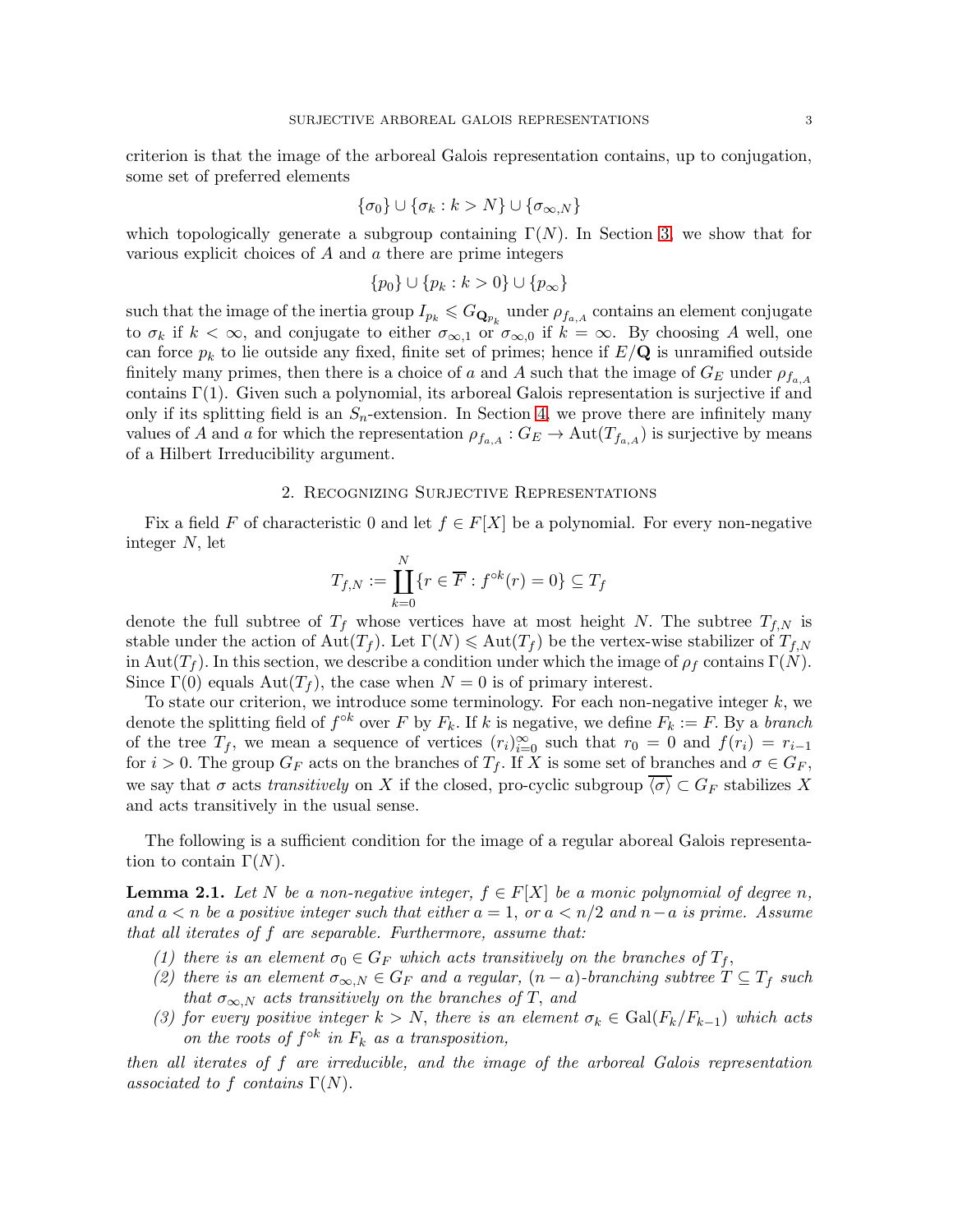criterion is that the image of the arboreal Galois representation contains, up to conjugation, some set of preferred elements

$$\{\sigma_0\} \cup \{\sigma_k : k > N\} \cup \{\sigma_{\infty,N}\}$$

which topologically generate a subgroup containing $\Gamma(N)$. In Section 3, we show that for various explicit choices of $A$ and $a$ there are prime integers

$$\{p_0\} \cup \{p_k : k > 0\} \cup \{p_\infty\}$$

such that the image of the inertia group $I_{p_k} \leqslant G_{\mathbf{Q}_{p_k}}$ under $\rho_{f_{a,A}}$ contains an element conjugate to $\sigma_k$ if $k < \infty$, and conjugate to either $\sigma_{\infty,1}$ or $\sigma_{\infty,0}$ if $k = \infty$. By choosing $A$ well, one can force $p_k$ to lie outside any fixed, finite set of primes; hence if $E/\mathbf{Q}$ is unramified outside finitely many primes, then there is a choice of $a$ and $A$ such that the image of $G_E$ under $\rho_{f_{a,A}}$ contains $\Gamma(1)$. Given such a polynomial, its arboreal Galois representation is surjective if and only if its splitting field is an $S_n$-extension. In Section 4, we prove there are infinitely many values of $A$ and $a$ for which the representation $\rho_{f_{a,A}} : G_E \to \operatorname{Aut}(T_{f_{a,A}})$ is surjective by means of a Hilbert Irreducibility argument.

## 2. Recognizing Surjective Representations

Fix a field $F$ of characteristic 0 and let $f \in F[X]$ be a polynomial. For every non-negative integer $N$, let

$$T_{f,N} := \coprod_{k=0}^{N} \{r \in \overline{F} : f^{\circ k}(r) = 0\} \subseteq T_f$$

denote the full subtree of $T_f$ whose vertices have at most height $N$. The subtree $T_{f,N}$ is stable under the action of $\operatorname{Aut}(T_f)$. Let $\Gamma(N) \leqslant \operatorname{Aut}(T_f)$ be the vertex-wise stabilizer of $T_{f,N}$ in $\operatorname{Aut}(T_f)$. In this section, we describe a condition under which the image of $\rho_f$ contains $\Gamma(N)$. Since $\Gamma(0)$ equals $\operatorname{Aut}(T_f)$, the case when $N = 0$ is of primary interest.

To state our criterion, we introduce some terminology. For each non-negative integer $k$, we denote the splitting field of $f^{\circ k}$ over $F$ by $F_k$. If $k$ is negative, we define $F_k := F$. By a *branch* of the tree $T_f$, we mean a sequence of vertices $(r_i)_{i=0}^{\infty}$ such that $r_0 = 0$ and $f(r_i) = r_{i-1}$ for $i > 0$. The group $G_F$ acts on the branches of $T_f$. If $X$ is some set of branches and $\sigma \in G_F$, we say that $\sigma$ acts *transitively* on $X$ if the closed, pro-cyclic subgroup $\overline{\langle \sigma \rangle} \subset G_F$ stabilizes $X$ and acts transitively in the usual sense.

The following is a sufficient condition for the image of a regular aboreal Galois representation to contain $\Gamma(N)$.

**Lemma 2.1.** *Let $N$ be a non-negative integer, $f \in F[X]$ be a monic polynomial of degree $n$, and $a < n$ be a positive integer such that either $a = 1$, or $a < n/2$ and $n - a$ is prime. Assume that all iterates of $f$ are separable. Furthermore, assume that:*

1. *there is an element $\sigma_0 \in G_F$ which acts transitively on the branches of $T_f$,*
2. *there is an element $\sigma_{\infty,N} \in G_F$ and a regular, $(n-a)$-branching subtree $T \subseteq T_f$ such that $\sigma_{\infty,N}$ acts transitively on the branches of $T$, and*
3. *for every positive integer $k > N$, there is an element $\sigma_k \in \operatorname{Gal}(F_k/F_{k-1})$ which acts on the roots of $f^{\circ k}$ in $F_k$ as a transposition,*

*then all iterates of $f$ are irreducible, and the image of the arboreal Galois representation associated to $f$ contains $\Gamma(N)$.*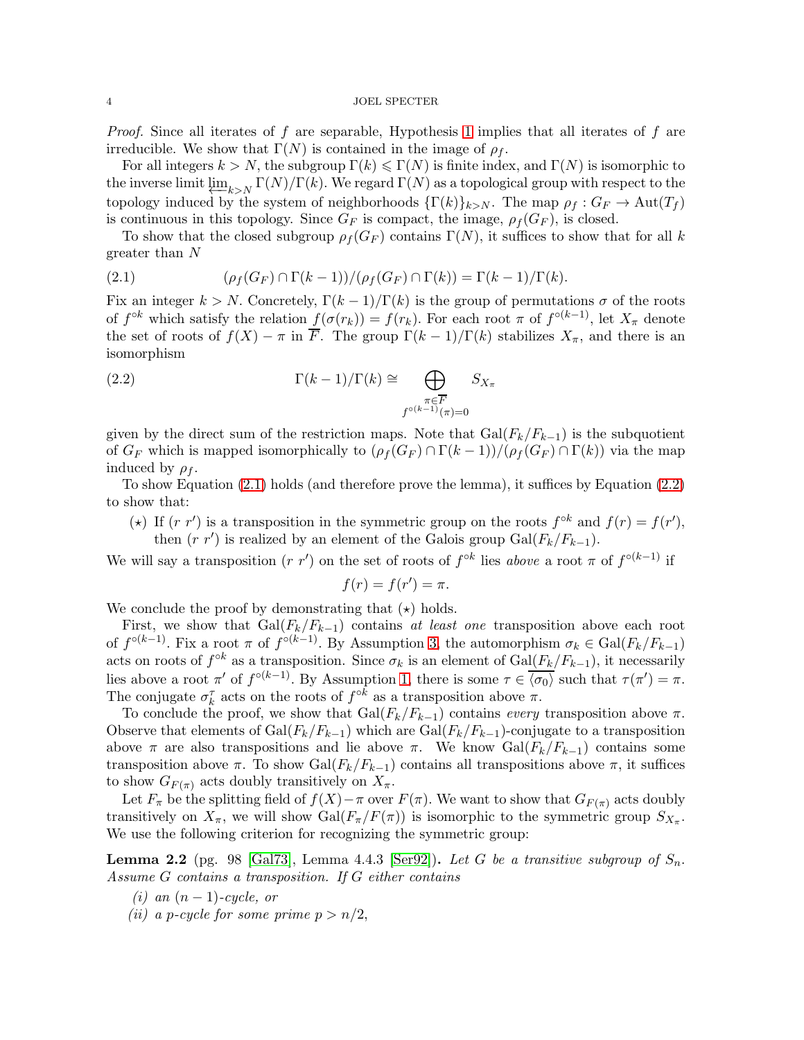*Proof.* Since all iterates of $f$ are separable, Hypothesis 1 implies that all iterates of $f$ are irreducible. We show that $\Gamma(N)$ is contained in the image of $\rho_f$.

For all integers $k > N$, the subgroup $\Gamma(k) \leqslant \Gamma(N)$ is finite index, and $\Gamma(N)$ is isomorphic to the inverse limit $\varprojlim_{k>N} \Gamma(N)/\Gamma(k)$. We regard $\Gamma(N)$ as a topological group with respect to the topology induced by the system of neighborhoods $\{\Gamma(k)\}_{k>N}$. The map $\rho_f : G_F \to \mathrm{Aut}(T_f)$ is continuous in this topology. Since $G_F$ is compact, the image, $\rho_f(G_F)$, is closed.

To show that the closed subgroup $\rho_f(G_F)$ contains $\Gamma(N)$, it suffices to show that for all $k$ greater than $N$

$$(\rho_f(G_F) \cap \Gamma(k-1))/(\rho_f(G_F) \cap \Gamma(k)) = \Gamma(k-1)/\Gamma(k). \tag{2.1}$$

Fix an integer $k > N$. Concretely, $\Gamma(k-1)/\Gamma(k)$ is the group of permutations $\sigma$ of the roots of $f^{\circ k}$ which satisfy the relation $f(\sigma(r_k)) = f(r_k)$. For each root $\pi$ of $f^{\circ(k-1)}$, let $X_\pi$ denote the set of roots of $f(X) - \pi$ in $\overline{F}$. The group $\Gamma(k-1)/\Gamma(k)$ stabilizes $X_\pi$, and there is an isomorphism

$$\Gamma(k-1)/\Gamma(k) \cong \bigoplus_{\substack{\pi \in \overline{F} \\ f^{\circ(k-1)}(\pi)=0}} S_{X_\pi} \tag{2.2}$$

given by the direct sum of the restriction maps. Note that $\mathrm{Gal}(F_k/F_{k-1})$ is the subquotient of $G_F$ which is mapped isomorphically to $(\rho_f(G_F) \cap \Gamma(k-1))/(\rho_f(G_F) \cap \Gamma(k))$ via the map induced by $\rho_f$.

To show Equation (2.1) holds (and therefore prove the lemma), it suffices by Equation (2.2) to show that:

($\star$) If $(r\ r')$ is a transposition in the symmetric group on the roots $f^{\circ k}$ and $f(r) = f(r')$, then $(r\ r')$ is realized by an element of the Galois group $\mathrm{Gal}(F_k/F_{k-1})$.

We will say a transposition $(r\ r')$ on the set of roots of $f^{\circ k}$ lies *above* a root $\pi$ of $f^{\circ(k-1)}$ if

$$f(r) = f(r') = \pi.$$

We conclude the proof by demonstrating that ($\star$) holds.

First, we show that $\mathrm{Gal}(F_k/F_{k-1})$ contains *at least one* transposition above each root of $f^{\circ(k-1)}$. Fix a root $\pi$ of $f^{\circ(k-1)}$. By Assumption 3, the automorphism $\sigma_k \in \mathrm{Gal}(F_k/F_{k-1})$ acts on roots of $f^{\circ k}$ as a transposition. Since $\sigma_k$ is an element of $\mathrm{Gal}(F_k/F_{k-1})$, it necessarily lies above a root $\pi'$ of $f^{\circ(k-1)}$. By Assumption 1, there is some $\tau \in \overline{\langle \sigma_0 \rangle}$ such that $\tau(\pi') = \pi$. The conjugate $\sigma_k^\tau$ acts on the roots of $f^{\circ k}$ as a transposition above $\pi$.

To conclude the proof, we show that $\mathrm{Gal}(F_k/F_{k-1})$ contains *every* transposition above $\pi$. Observe that elements of $\mathrm{Gal}(F_k/F_{k-1})$ which are $\mathrm{Gal}(F_k/F_{k-1})$-conjugate to a transposition above $\pi$ are also transpositions and lie above $\pi$. We know $\mathrm{Gal}(F_k/F_{k-1})$ contains some transposition above $\pi$. To show $\mathrm{Gal}(F_k/F_{k-1})$ contains all transpositions above $\pi$, it suffices to show $G_{F(\pi)}$ acts doubly transitively on $X_\pi$.

Let $F_\pi$ be the splitting field of $f(X) - \pi$ over $F(\pi)$. We want to show that $G_{F(\pi)}$ acts doubly transitively on $X_\pi$, we will show $\mathrm{Gal}(F_\pi/F(\pi))$ is isomorphic to the symmetric group $S_{X_\pi}$. We use the following criterion for recognizing the symmetric group:

**Lemma 2.2** (pg. 98 [Gal73], Lemma 4.4.3 [Ser92])**.** *Let $G$ be a transitive subgroup of $S_n$. Assume $G$ contains a transposition. If $G$ either contains*

*(i) an $(n-1)$-cycle, or*

*(ii) a $p$-cycle for some prime $p > n/2$,*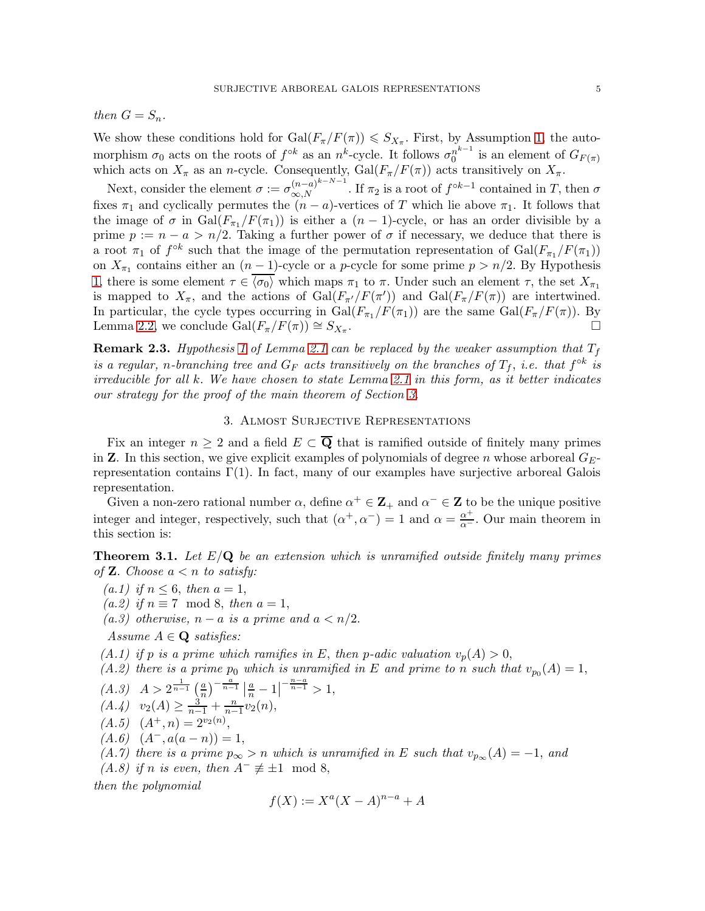*then* $G = S_n$.

We show these conditions hold for $\mathrm{Gal}(F_\pi/F(\pi)) \leqslant S_{X_\pi}$. First, by Assumption 1, the automorphism $\sigma_0$ acts on the roots of $f^{\circ k}$ as an $n^k$-cycle. It follows $\sigma_0^{n^{k-1}}$ is an element of $G_{F(\pi)}$ which acts on $X_\pi$ as an $n$-cycle. Consequently, $\mathrm{Gal}(F_\pi/F(\pi))$ acts transitively on $X_\pi$.

Next, consider the element $\sigma := \sigma_{\infty,N}^{(n-a)^{k-N-1}}$. If $\pi_2$ is a root of $f^{\circ k-1}$ contained in $T$, then $\sigma$ fixes $\pi_1$ and cyclically permutes the $(n-a)$-vertices of $T$ which lie above $\pi_1$. It follows that the image of $\sigma$ in $\mathrm{Gal}(F_{\pi_1}/F(\pi_1))$ is either a $(n-1)$-cycle, or has an order divisible by a prime $p := n - a > n/2$. Taking a further power of $\sigma$ if necessary, we deduce that there is a root $\pi_1$ of $f^{\circ k}$ such that the image of the permutation representation of $\mathrm{Gal}(F_{\pi_1}/F(\pi_1))$ on $X_{\pi_1}$ contains either an $(n-1)$-cycle or a $p$-cycle for some prime $p > n/2$. By Hypothesis 1, there is some element $\tau \in \overline{\langle\sigma_0\rangle}$ which maps $\pi_1$ to $\pi$. Under such an element $\tau$, the set $X_{\pi_1}$ is mapped to $X_\pi$, and the actions of $\mathrm{Gal}(F_{\pi'}/F(\pi'))$ and $\mathrm{Gal}(F_\pi/F(\pi))$ are intertwined. In particular, the cycle types occurring in $\mathrm{Gal}(F_{\pi_1}/F(\pi_1))$ are the same $\mathrm{Gal}(F_\pi/F(\pi))$. By Lemma 2.2, we conclude $\mathrm{Gal}(F_\pi/F(\pi)) \cong S_{X_\pi}$. $\square$

**Remark 2.3.** *Hypothesis 1 of Lemma 2.1 can be replaced by the weaker assumption that $T_f$ is a regular, $n$-branching tree and $G_F$ acts transitively on the branches of $T_f$, i.e. that $f^{\circ k}$ is irreducible for all $k$. We have chosen to state Lemma 2.1 in this form, as it better indicates our strategy for the proof of the main theorem of Section 3.*

## 3. Almost Surjective Representations

Fix an integer $n \geq 2$ and a field $E \subset \overline{\mathbf{Q}}$ that is ramified outside of finitely many primes in $\mathbf{Z}$. In this section, we give explicit examples of polynomials of degree $n$ whose arboreal $G_E$-representation contains $\Gamma(1)$. In fact, many of our examples have surjective arboreal Galois representation.

Given a non-zero rational number $\alpha$, define $\alpha^+ \in \mathbf{Z}_+$ and $\alpha^- \in \mathbf{Z}$ to be the unique positive integer and integer, respectively, such that $(\alpha^+, \alpha^-) = 1$ and $\alpha = \frac{\alpha^+}{\alpha^-}$. Our main theorem in this section is:

**Theorem 3.1.** *Let $E/\mathbf{Q}$ be an extension which is unramified outside finitely many primes of $\mathbf{Z}$. Choose $a < n$ to satisfy:*

- *(a.1) if $n \leq 6$, then $a = 1$,*
- *(a.2) if $n \equiv 7 \mod 8$, then $a = 1$,*
- *(a.3) otherwise, $n - a$ is a prime and $a < n/2$.*

*Assume $A \in \mathbf{Q}$ satisfies:*

- *(A.1) if $p$ is a prime which ramifies in $E$, then $p$-adic valuation $v_p(A) > 0$,*
- *(A.2) there is a prime $p_0$ which is unramified in $E$ and prime to $n$ such that $v_{p_0}(A) = 1$,*
- *(A.3) $A > 2^{\frac{1}{n-1}} \left(\frac{a}{n}\right)^{-\frac{a}{n-1}} \left|\frac{a}{n} - 1\right|^{-\frac{n-a}{n-1}} > 1$,*
- *(A.4) $v_2(A) \geq \frac{3}{n-1} + \frac{n}{n-1} v_2(n)$,*
- *(A.5) $(A^+, n) = 2^{v_2(n)}$,*
- *(A.6) $(A^-, a(a-n)) = 1$,*
- *(A.7) there is a prime $p_\infty > n$ which is unramified in $E$ such that $v_{p_\infty}(A) = -1$, and*
- *(A.8) if $n$ is even, then $A^- \not\equiv \pm 1 \mod 8$,*

*then the polynomial*

$$f(X) := X^a (X - A)^{n-a} + A$$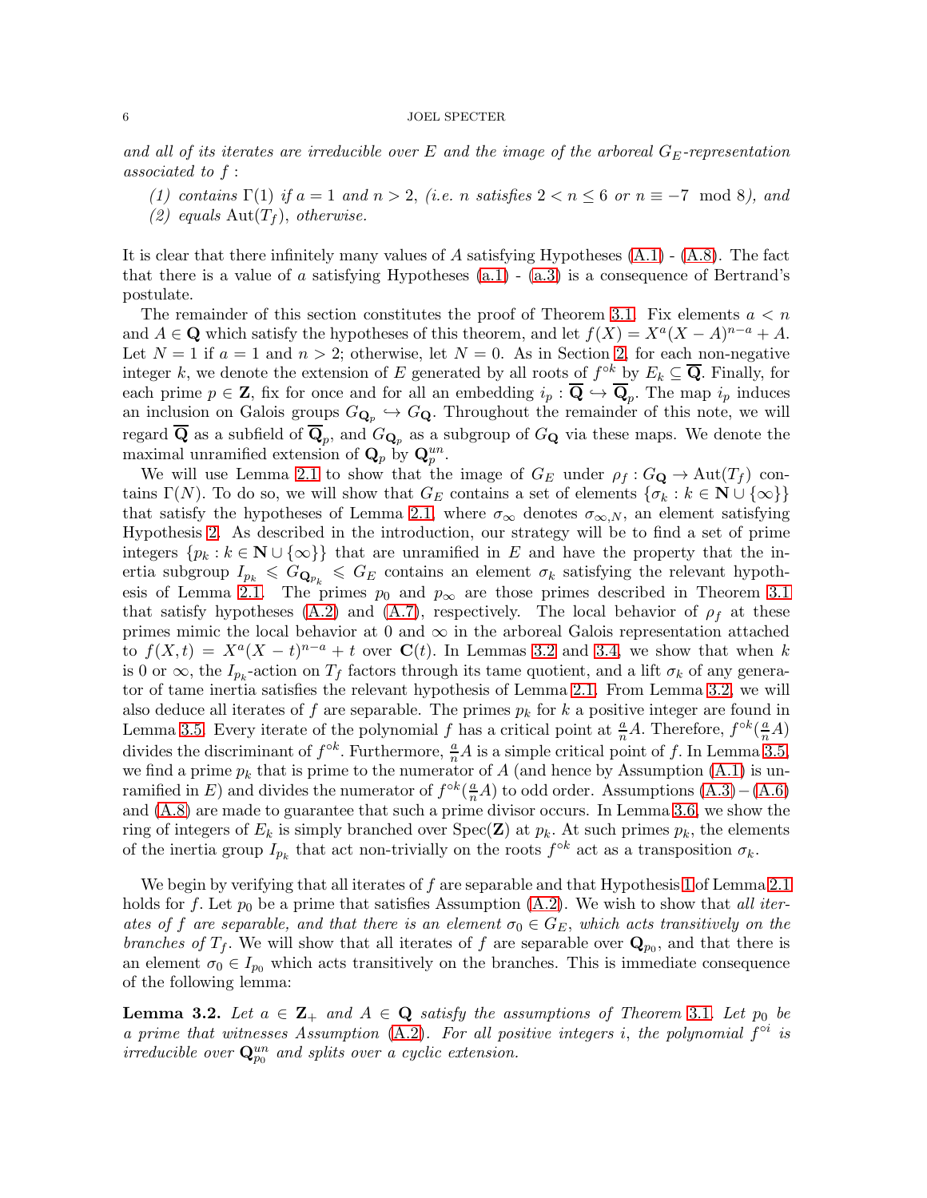*and all of its iterates are irreducible over $E$ and the image of the arboreal $G_E$-representation associated to $f$ :*

1. *contains $\Gamma(1)$ if $a = 1$ and $n > 2$, (i.e. $n$ satisfies $2 < n \leq 6$ or $n \equiv -7 \mod 8$), and*
2. *equals $\mathrm{Aut}(T_f)$, otherwise.*

It is clear that there infinitely many values of $A$ satisfying Hypotheses (A.1) - (A.8). The fact that there is a value of $a$ satisfying Hypotheses (a.1) - (a.3) is a consequence of Bertrand's postulate.

The remainder of this section constitutes the proof of Theorem 3.1. Fix elements $a < n$ and $A \in \mathbf{Q}$ which satisfy the hypotheses of this theorem, and let $f(X) = X^a(X - A)^{n-a} + A$. Let $N = 1$ if $a = 1$ and $n > 2$; otherwise, let $N = 0$. As in Section 2, for each non-negative integer $k$, we denote the extension of $E$ generated by all roots of $f^{\circ k}$ by $E_k \subseteq \overline{\mathbf{Q}}$. Finally, for each prime $p \in \mathbf{Z}$, fix for once and for all an embedding $i_p : \overline{\mathbf{Q}} \hookrightarrow \overline{\mathbf{Q}}_p$. The map $i_p$ induces an inclusion on Galois groups $G_{\mathbf{Q}_p} \hookrightarrow G_{\mathbf{Q}}$. Throughout the remainder of this note, we will regard $\overline{\mathbf{Q}}$ as a subfield of $\overline{\mathbf{Q}}_p$, and $G_{\mathbf{Q}_p}$ as a subgroup of $G_{\mathbf{Q}}$ via these maps. We denote the maximal unramified extension of $\mathbf{Q}_p$ by $\mathbf{Q}_p^{un}$.

We will use Lemma 2.1 to show that the image of $G_E$ under $\rho_f : G_{\mathbf{Q}} \to \mathrm{Aut}(T_f)$ contains $\Gamma(N)$. To do so, we will show that $G_E$ contains a set of elements $\{\sigma_k : k \in \mathbf{N} \cup \{\infty\}\}$ that satisfy the hypotheses of Lemma 2.1, where $\sigma_\infty$ denotes $\sigma_{\infty,N}$, an element satisfying Hypothesis 2. As described in the introduction, our strategy will be to find a set of prime integers $\{p_k : k \in \mathbf{N} \cup \{\infty\}\}$ that are unramified in $E$ and have the property that the inertia subgroup $I_{p_k} \leqslant G_{\mathbf{Q}_{p_k}} \leqslant G_E$ contains an element $\sigma_k$ satisfying the relevant hypothesis of Lemma 2.1. The primes $p_0$ and $p_\infty$ are those primes described in Theorem 3.1 that satisfy hypotheses (A.2) and (A.7), respectively. The local behavior of $\rho_f$ at these primes mimic the local behavior at 0 and $\infty$ in the arboreal Galois representation attached to $f(X, t) = X^a(X - t)^{n-a} + t$ over $\mathbf{C}(t)$. In Lemmas 3.2 and 3.4, we show that when $k$ is 0 or $\infty$, the $I_{p_k}$-action on $T_f$ factors through its tame quotient, and a lift $\sigma_k$ of any generator of tame inertia satisfies the relevant hypothesis of Lemma 2.1. From Lemma 3.2, we will also deduce all iterates of $f$ are separable. The primes $p_k$ for $k$ a positive integer are found in Lemma 3.5. Every iterate of the polynomial $f$ has a critical point at $\frac{a}{n}A$. Therefore, $f^{\circ k}(\frac{a}{n}A)$ divides the discriminant of $f^{\circ k}$. Furthermore, $\frac{a}{n}A$ is a simple critical point of $f$. In Lemma 3.5, we find a prime $p_k$ that is prime to the numerator of $A$ (and hence by Assumption (A.1) is unramified in $E$) and divides the numerator of $f^{\circ k}(\frac{a}{n}A)$ to odd order. Assumptions (A.3) – (A.6) and (A.8) are made to guarantee that such a prime divisor occurs. In Lemma 3.6, we show the ring of integers of $E_k$ is simply branched over $\mathrm{Spec}(\mathbf{Z})$ at $p_k$. At such primes $p_k$, the elements of the inertia group $I_{p_k}$ that act non-trivially on the roots $f^{\circ k}$ act as a transposition $\sigma_k$.

We begin by verifying that all iterates of $f$ are separable and that Hypothesis 1 of Lemma 2.1 holds for $f$. Let $p_0$ be a prime that satisfies Assumption (A.2). We wish to show that *all iterates of $f$ are separable, and that there is an element $\sigma_0 \in G_E$, which acts transitively on the branches of $T_f$*. We will show that all iterates of $f$ are separable over $\mathbf{Q}_{p_0}$, and that there is an element $\sigma_0 \in I_{p_0}$ which acts transitively on the branches. This is immediate consequence of the following lemma:

**Lemma 3.2.** *Let $a \in \mathbf{Z}_+$ and $A \in \mathbf{Q}$ satisfy the assumptions of Theorem 3.1. Let $p_0$ be a prime that witnesses Assumption (A.2). For all positive integers $i$, the polynomial $f^{\circ i}$ is irreducible over $\mathbf{Q}_{p_0}^{un}$ and splits over a cyclic extension.*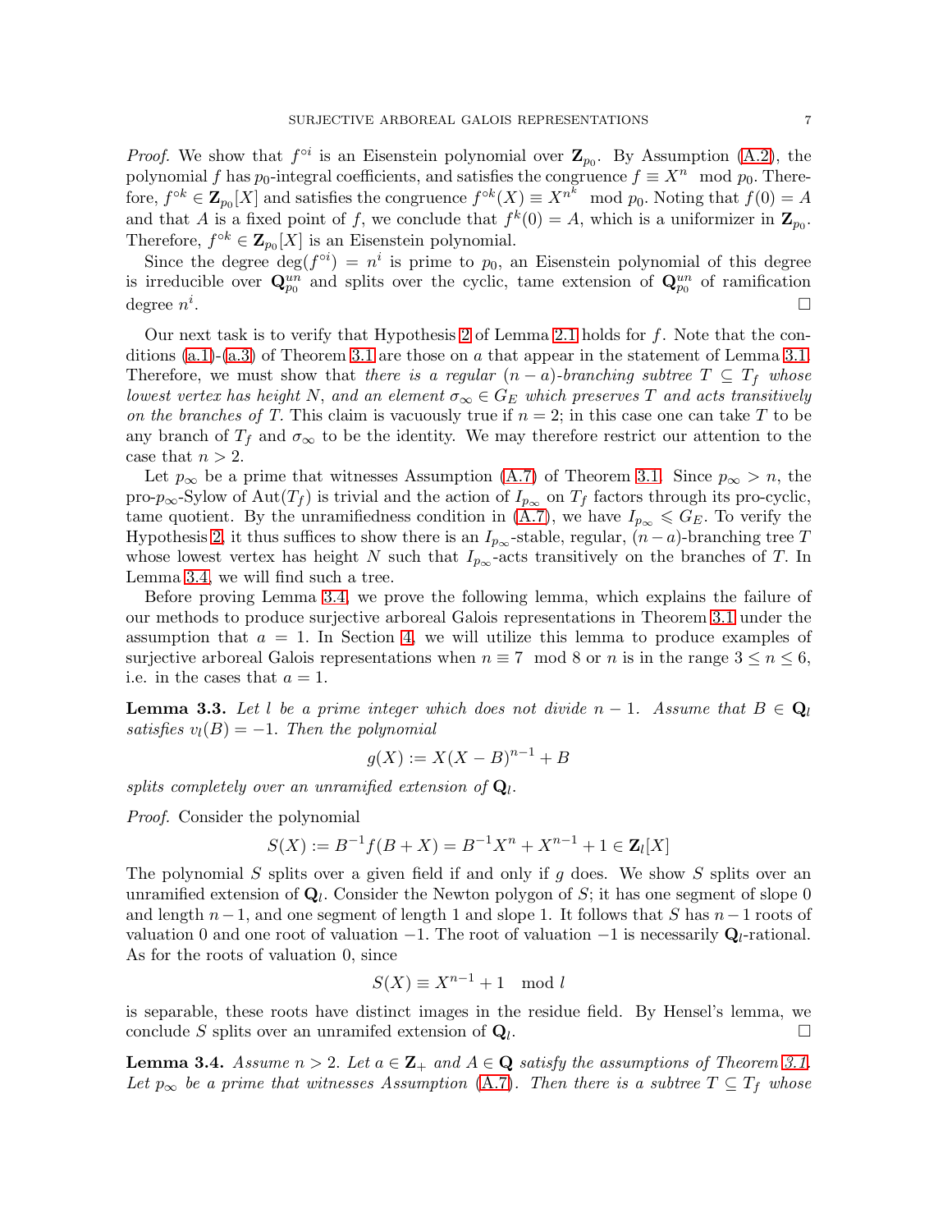*Proof.* We show that $f^{\circ i}$ is an Eisenstein polynomial over $\mathbf{Z}_{p_0}$. By Assumption (A.2), the polynomial $f$ has $p_0$-integral coefficients, and satisfies the congruence $f \equiv X^n \mod p_0$. Therefore, $f^{\circ k} \in \mathbf{Z}_{p_0}[X]$ and satisfies the congruence $f^{\circ k}(X) \equiv X^{n^k} \mod p_0$. Noting that $f(0) = A$ and that $A$ is a fixed point of $f$, we conclude that $f^k(0) = A$, which is a uniformizer in $\mathbf{Z}_{p_0}$. Therefore, $f^{\circ k} \in \mathbf{Z}_{p_0}[X]$ is an Eisenstein polynomial.

Since the degree $\deg(f^{\circ i}) = n^i$ is prime to $p_0$, an Eisenstein polynomial of this degree is irreducible over $\mathbf{Q}_{p_0}^{un}$ and splits over the cyclic, tame extension of $\mathbf{Q}_{p_0}^{un}$ of ramification degree $n^i$. □

Our next task is to verify that Hypothesis 2 of Lemma 2.1 holds for $f$. Note that the conditions (a.1)-(a.3) of Theorem 3.1 are those on $a$ that appear in the statement of Lemma 3.1. Therefore, we must show that *there is a regular $(n-a)$-branching subtree $T \subseteq T_f$ whose lowest vertex has height $N$, and an element $\sigma_\infty \in G_E$ which preserves $T$ and acts transitively on the branches of $T$.* This claim is vacuously true if $n = 2$; in this case one can take $T$ to be any branch of $T_f$ and $\sigma_\infty$ to be the identity. We may therefore restrict our attention to the case that $n > 2$.

Let $p_\infty$ be a prime that witnesses Assumption (A.7) of Theorem 3.1. Since $p_\infty > n$, the pro-$p_\infty$-Sylow of $\mathrm{Aut}(T_f)$ is trivial and the action of $I_{p_\infty}$ on $T_f$ factors through its pro-cyclic, tame quotient. By the unramifiedness condition in (A.7), we have $I_{p_\infty} \leqslant G_E$. To verify the Hypothesis 2, it thus suffices to show there is an $I_{p_\infty}$-stable, regular, $(n-a)$-branching tree $T$ whose lowest vertex has height $N$ such that $I_{p_\infty}$-acts transitively on the branches of $T$. In Lemma 3.4, we will find such a tree.

Before proving Lemma 3.4, we prove the following lemma, which explains the failure of our methods to produce surjective arboreal Galois representations in Theorem 3.1 under the assumption that $a = 1$. In Section 4, we will utilize this lemma to produce examples of surjective arboreal Galois representations when $n \equiv 7 \mod 8$ or $n$ is in the range $3 \le n \le 6$, i.e. in the cases that $a = 1$.

**Lemma 3.3.** *Let $l$ be a prime integer which does not divide $n-1$. Assume that $B \in \mathbf{Q}_l$ satisfies $v_l(B) = -1$. Then the polynomial*

$$g(X) := X(X-B)^{n-1} + B$$

*splits completely over an unramified extension of $\mathbf{Q}_l$.*

*Proof.* Consider the polynomial

$$S(X) := B^{-1} f(B + X) = B^{-1} X^n + X^{n-1} + 1 \in \mathbf{Z}_l[X]$$

The polynomial $S$ splits over a given field if and only if $g$ does. We show $S$ splits over an unramified extension of $\mathbf{Q}_l$. Consider the Newton polygon of $S$; it has one segment of slope 0 and length $n-1$, and one segment of length 1 and slope 1. It follows that $S$ has $n-1$ roots of valuation 0 and one root of valuation $-1$. The root of valuation $-1$ is necessarily $\mathbf{Q}_l$-rational. As for the roots of valuation 0, since

$$S(X) \equiv X^{n-1} + 1 \mod l$$

is separable, these roots have distinct images in the residue field. By Hensel's lemma, we conclude $S$ splits over an unramifed extension of $\mathbf{Q}_l$. □

**Lemma 3.4.** *Assume $n > 2$. Let $a \in \mathbf{Z}_+$ and $A \in \mathbf{Q}$ satisfy the assumptions of Theorem 3.1. Let $p_\infty$ be a prime that witnesses Assumption (A.7). Then there is a subtree $T \subseteq T_f$ whose*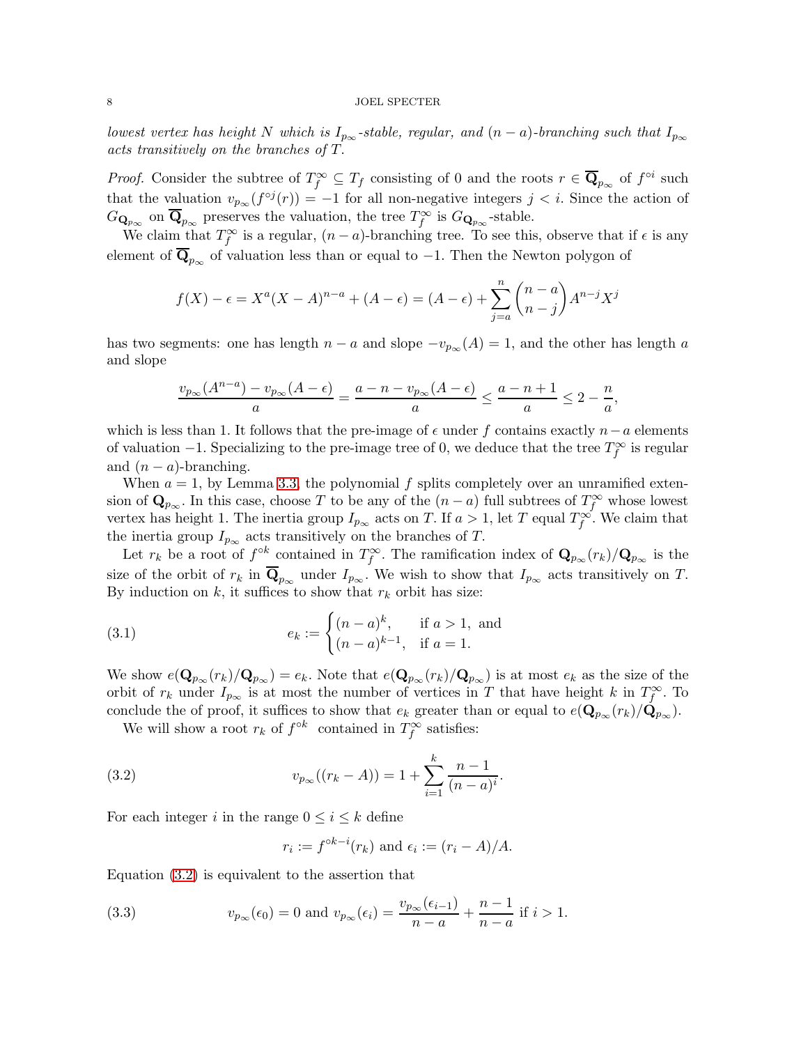*lowest vertex has height $N$ which is $I_{p_\infty}$-stable, regular, and $(n-a)$-branching such that $I_{p_\infty}$ acts transitively on the branches of $T$.*

*Proof.* Consider the subtree of $T_f^\infty \subseteq T_f$ consisting of 0 and the roots $r \in \overline{\mathbf{Q}}_{p_\infty}$ of $f^{\circ i}$ such that the valuation $v_{p_\infty}(f^{\circ j}(r)) = -1$ for all non-negative integers $j < i$. Since the action of $G_{\mathbf{Q}_{p_\infty}}$ on $\overline{\mathbf{Q}}_{p_\infty}$ preserves the valuation, the tree $T_f^\infty$ is $G_{\mathbf{Q}_{p_\infty}}$-stable.

We claim that $T_f^\infty$ is a regular, $(n-a)$-branching tree. To see this, observe that if $\epsilon$ is any element of $\overline{\mathbf{Q}}_{p_\infty}$ of valuation less than or equal to $-1$. Then the Newton polygon of

$$f(X) - \epsilon = X^a(X-A)^{n-a} + (A-\epsilon) = (A-\epsilon) + \sum_{j=a}^{n} \binom{n-a}{n-j} A^{n-j} X^j$$

has two segments: one has length $n-a$ and slope $-v_{p_\infty}(A) = 1$, and the other has length $a$ and slope

$$\frac{v_{p_\infty}(A^{n-a}) - v_{p_\infty}(A-\epsilon)}{a} = \frac{a-n-v_{p_\infty}(A-\epsilon)}{a} \leq \frac{a-n+1}{a} \leq 2 - \frac{n}{a},$$

which is less than 1. It follows that the pre-image of $\epsilon$ under $f$ contains exactly $n-a$ elements of valuation $-1$. Specializing to the pre-image tree of 0, we deduce that the tree $T_f^\infty$ is regular and $(n-a)$-branching.

When $a = 1$, by Lemma 3.3, the polynomial $f$ splits completely over an unramified extension of $\mathbf{Q}_{p_\infty}$. In this case, choose $T$ to be any of the $(n-a)$ full subtrees of $T_f^\infty$ whose lowest vertex has height 1. The inertia group $I_{p_\infty}$ acts on $T$. If $a > 1$, let $T$ equal $T_f^\infty$. We claim that the inertia group $I_{p_\infty}$ acts transitively on the branches of $T$.

Let $r_k$ be a root of $f^{\circ k}$ contained in $T_f^\infty$. The ramification index of $\mathbf{Q}_{p_\infty}(r_k)/\mathbf{Q}_{p_\infty}$ is the size of the orbit of $r_k$ in $\overline{\mathbf{Q}}_{p_\infty}$ under $I_{p_\infty}$. We wish to show that $I_{p_\infty}$ acts transitively on $T$. By induction on $k$, it suffices to show that $r_k$ orbit has size:

$$e_k := \begin{cases} (n-a)^k, & \text{if } a > 1, \text{ and} \\ (n-a)^{k-1}, & \text{if } a = 1. \end{cases} \tag{3.1}$$

We show $e(\mathbf{Q}_{p_\infty}(r_k)/\mathbf{Q}_{p_\infty}) = e_k$. Note that $e(\mathbf{Q}_{p_\infty}(r_k)/\mathbf{Q}_{p_\infty})$ is at most $e_k$ as the size of the orbit of $r_k$ under $I_{p_\infty}$ is at most the number of vertices in $T$ that have height $k$ in $T_f^\infty$. To conclude the of proof, it suffices to show that $e_k$ greater than or equal to $e(\mathbf{Q}_{p_\infty}(r_k)/\mathbf{Q}_{p_\infty})$.

We will show a root $r_k$ of $f^{\circ k}$ contained in $T_f^\infty$ satisfies:

$$v_{p_\infty}((r_k - A)) = 1 + \sum_{i=1}^{k} \frac{n-1}{(n-a)^i}. \tag{3.2}$$

For each integer $i$ in the range $0 \leq i \leq k$ define

$$r_i := f^{\circ k-i}(r_k) \text{ and } \epsilon_i := (r_i - A)/A.$$

Equation (3.2) is equivalent to the assertion that

$$v_{p_\infty}(\epsilon_0) = 0 \text{ and } v_{p_\infty}(\epsilon_i) = \frac{v_{p_\infty}(\epsilon_{i-1})}{n-a} + \frac{n-1}{n-a} \text{ if } i > 1. \tag{3.3}$$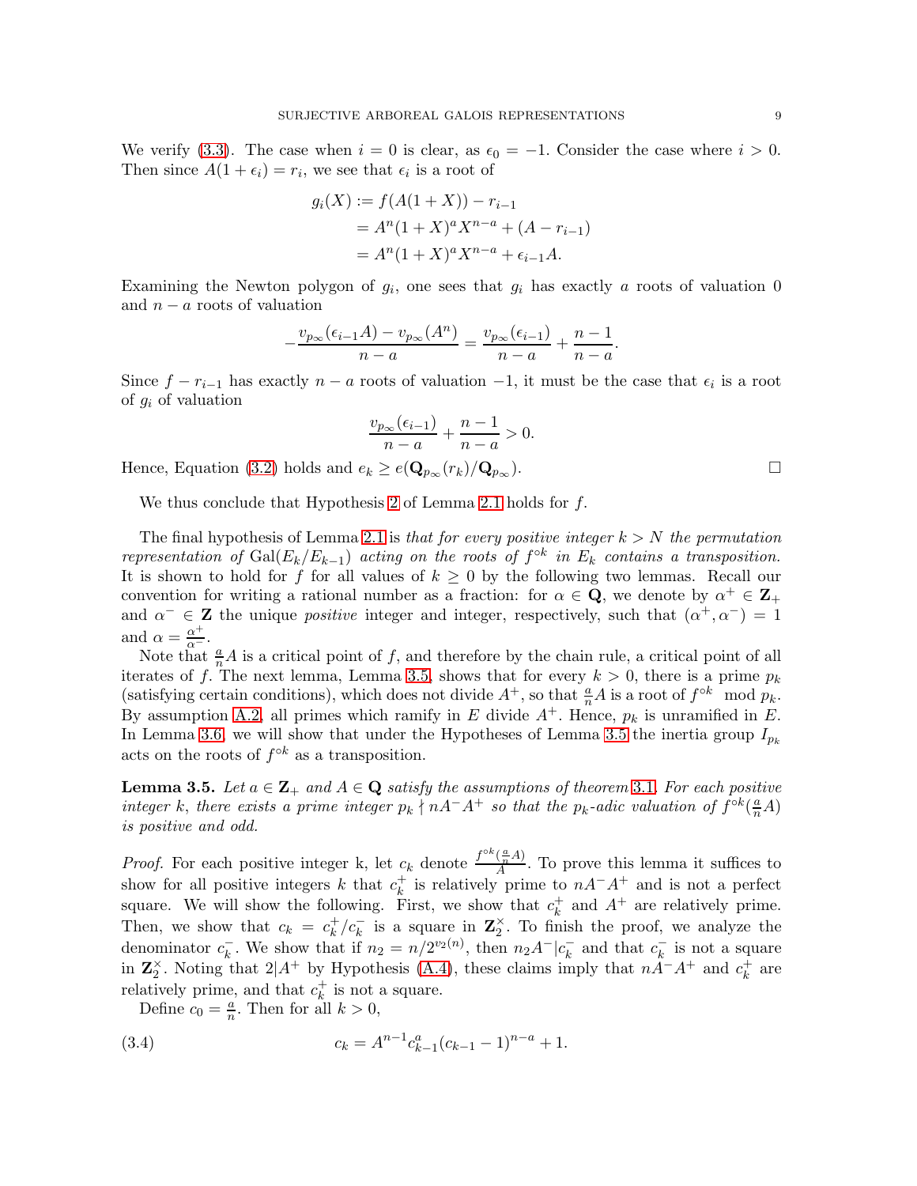We verify (3.3). The case when $i = 0$ is clear, as $\epsilon_0 = -1$. Consider the case where $i > 0$. Then since $A(1+\epsilon_i) = r_i$, we see that $\epsilon_i$ is a root of

$$\begin{aligned}
g_i(X) &:= f(A(1+X)) - r_{i-1} \\
&= A^n(1+X)^a X^{n-a} + (A - r_{i-1}) \\
&= A^n(1+X)^a X^{n-a} + \epsilon_{i-1}A.
\end{aligned}$$

Examining the Newton polygon of $g_i$, one sees that $g_i$ has exactly $a$ roots of valuation 0 and $n-a$ roots of valuation

$$-\frac{v_{p_\infty}(\epsilon_{i-1}A) - v_{p_\infty}(A^n)}{n-a} = \frac{v_{p_\infty}(\epsilon_{i-1})}{n-a} + \frac{n-1}{n-a}.$$

Since $f - r_{i-1}$ has exactly $n-a$ roots of valuation $-1$, it must be the case that $\epsilon_i$ is a root of $g_i$ of valuation

$$\frac{v_{p_\infty}(\epsilon_{i-1})}{n-a} + \frac{n-1}{n-a} > 0.$$

Hence, Equation (3.2) holds and $e_k \geq e(\mathbf{Q}_{p_\infty}(r_k)/\mathbf{Q}_{p_\infty})$. □

We thus conclude that Hypothesis 2 of Lemma 2.1 holds for $f$.

The final hypothesis of Lemma 2.1 is *that for every positive integer $k > N$ the permutation representation of $\mathrm{Gal}(E_k/E_{k-1})$ acting on the roots of $f^{\circ k}$ in $E_k$ contains a transposition.* It is shown to hold for $f$ for all values of $k \geq 0$ by the following two lemmas. Recall our convention for writing a rational number as a fraction: for $\alpha \in \mathbf{Q}$, we denote by $\alpha^+ \in \mathbf{Z}_+$ and $\alpha^- \in \mathbf{Z}$ the unique *positive* integer and integer, respectively, such that $(\alpha^+, \alpha^-) = 1$ and $\alpha = \frac{\alpha^+}{\alpha^-}$.

Note that $\frac{a}{n}A$ is a critical point of $f$, and therefore by the chain rule, a critical point of all iterates of $f$. The next lemma, Lemma 3.5, shows that for every $k > 0$, there is a prime $p_k$ (satisfying certain conditions), which does not divide $A^+$, so that $\frac{a}{n}A$ is a root of $f^{\circ k} \mod p_k$. By assumption A.2, all primes which ramify in $E$ divide $A^+$. Hence, $p_k$ is unramified in $E$. In Lemma 3.6, we will show that under the Hypotheses of Lemma 3.5 the inertia group $I_{p_k}$ acts on the roots of $f^{\circ k}$ as a transposition.

**Lemma 3.5.** *Let $a \in \mathbf{Z}_+$ and $A \in \mathbf{Q}$ satisfy the assumptions of theorem 3.1. For each positive integer k, there exists a prime integer $p_k \nmid nA^-A^+$ so that the $p_k$-adic valuation of $f^{\circ k}(\frac{a}{n}A)$ is positive and odd.*

*Proof.* For each positive integer k, let $c_k$ denote $\frac{f^{\circ k}(\frac{a}{n}A)}{A}$. To prove this lemma it suffices to show for all positive integers $k$ that $c_k^+$ is relatively prime to $nA^-A^+$ and is not a perfect square. We will show the following. First, we show that $c_k^+$ and $A^+$ are relatively prime. Then, we show that $c_k = c_k^+/c_k^-$ is a square in $\mathbf{Z}_2^\times$. To finish the proof, we analyze the denominator $c_k^-$. We show that if $n_2 = n/2^{v_2(n)}$, then $n_2A^-|c_k^-$ and that $c_k^-$ is not a square in $\mathbf{Z}_2^\times$. Noting that $2|A^+$ by Hypothesis (A.4), these claims imply that $nA^-A^+$ and $c_k^+$ are relatively prime, and that $c_k^+$ is not a square.

Define $c_0 = \frac{a}{n}$. Then for all $k > 0$,

$$c_k = A^{n-1}c_{k-1}^a(c_{k-1}-1)^{n-a} + 1. \tag{3.4}$$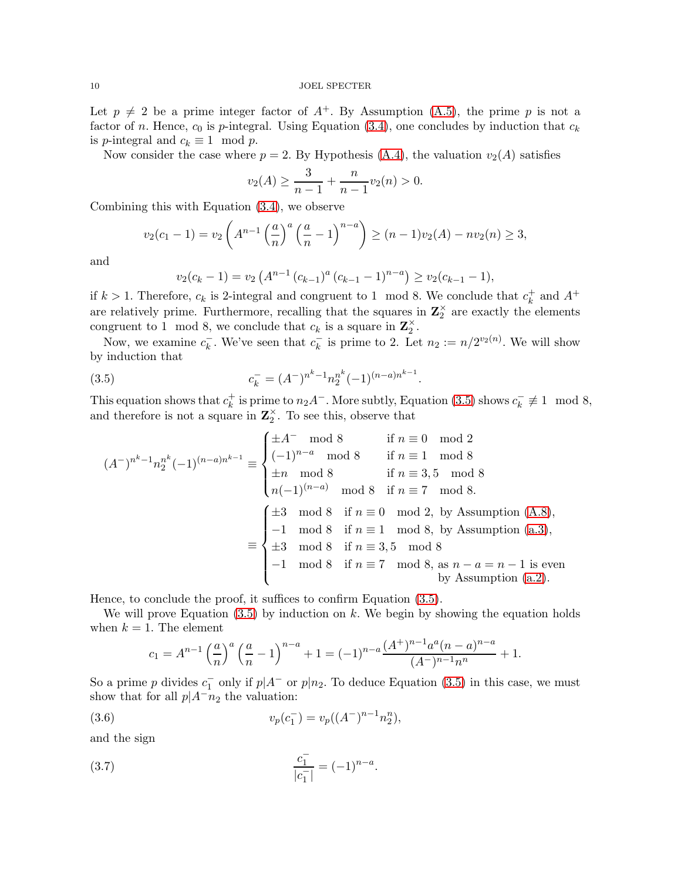Let $p \neq 2$ be a prime integer factor of $A^+$. By Assumption (A.5), the prime $p$ is not a factor of $n$. Hence, $c_0$ is $p$-integral. Using Equation (3.4), one concludes by induction that $c_k$ is $p$-integral and $c_k \equiv 1 \mod p$.

Now consider the case where $p = 2$. By Hypothesis (A.4), the valuation $v_2(A)$ satisfies

$$v_2(A) \geq \frac{3}{n-1} + \frac{n}{n-1}v_2(n) > 0.$$

Combining this with Equation (3.4), we observe

$$v_2(c_1 - 1) = v_2\left(A^{n-1}\left(\frac{a}{n}\right)^a\left(\frac{a}{n}-1\right)^{n-a}\right) \geq (n-1)v_2(A) - nv_2(n) \geq 3,$$

and

$$v_2(c_k - 1) = v_2\left(A^{n-1}\left(c_{k-1}\right)^a\left(c_{k-1}-1\right)^{n-a}\right) \geq v_2(c_{k-1}-1),$$

if $k > 1$. Therefore, $c_k$ is 2-integral and congruent to $1 \mod 8$. We conclude that $c_k^+$ and $A^+$ are relatively prime. Furthermore, recalling that the squares in $\mathbf{Z}_2^\times$ are exactly the elements congruent to $1 \mod 8$, we conclude that $c_k$ is a square in $\mathbf{Z}_2^\times$.

Now, we examine $c_k^-$. We've seen that $c_k^-$ is prime to 2. Let $n_2 := n/2^{v_2(n)}$. We will show by induction that

$$c_k^- = (A^-)^{n^k-1}n_2^{n^k}(-1)^{(n-a)n^{k-1}}. \tag{3.5}$$

This equation shows that $c_k^+$ is prime to $n_2A^-$. More subtly, Equation (3.5) shows $c_k^- \not\equiv 1 \mod 8$, and therefore is not a square in $\mathbf{Z}_2^\times$. To see this, observe that

$$(A^-)^{n^k-1}n_2^{n^k}(-1)^{(n-a)n^{k-1}} \equiv \begin{cases} \pm A^- \mod 8 & \text{if } n \equiv 0 \mod 2 \\ (-1)^{n-a} \mod 8 & \text{if } n \equiv 1 \mod 8 \\ \pm n \mod 8 & \text{if } n \equiv 3,5 \mod 8 \\ n(-1)^{(n-a)} \mod 8 & \text{if } n \equiv 7 \mod 8. \end{cases}$$

$$\equiv \begin{cases} \pm 3 \mod 8 & \text{if } n \equiv 0 \mod 2, \text{ by Assumption (A.8)}, \\ -1 \mod 8 & \text{if } n \equiv 1 \mod 8, \text{ by Assumption (a.3)}, \\ \pm 3 \mod 8 & \text{if } n \equiv 3,5 \mod 8 \\ -1 \mod 8 & \text{if } n \equiv 7 \mod 8, \text{ as } n-a = n-1 \text{ is even by Assumption (a.2)}. \end{cases}$$

Hence, to conclude the proof, it suffices to confirm Equation (3.5).

We will prove Equation (3.5) by induction on $k$. We begin by showing the equation holds when $k = 1$. The element

$$c_1 = A^{n-1}\left(\frac{a}{n}\right)^a\left(\frac{a}{n}-1\right)^{n-a} + 1 = (-1)^{n-a}\frac{(A^+)^{n-1}a^a(n-a)^{n-a}}{(A^-)^{n-1}n^n} + 1.$$

So a prime $p$ divides $c_1^-$ only if $p|A^-$ or $p|n_2$. To deduce Equation (3.5) in this case, we must show that for all $p|A^-n_2$ the valuation:

$$v_p(c_1^-) = v_p((A^-)^{n-1}n_2^n), \tag{3.6}$$

and the sign

$$\frac{c_1^-}{|c_1^-|} = (-1)^{n-a}. \tag{3.7}$$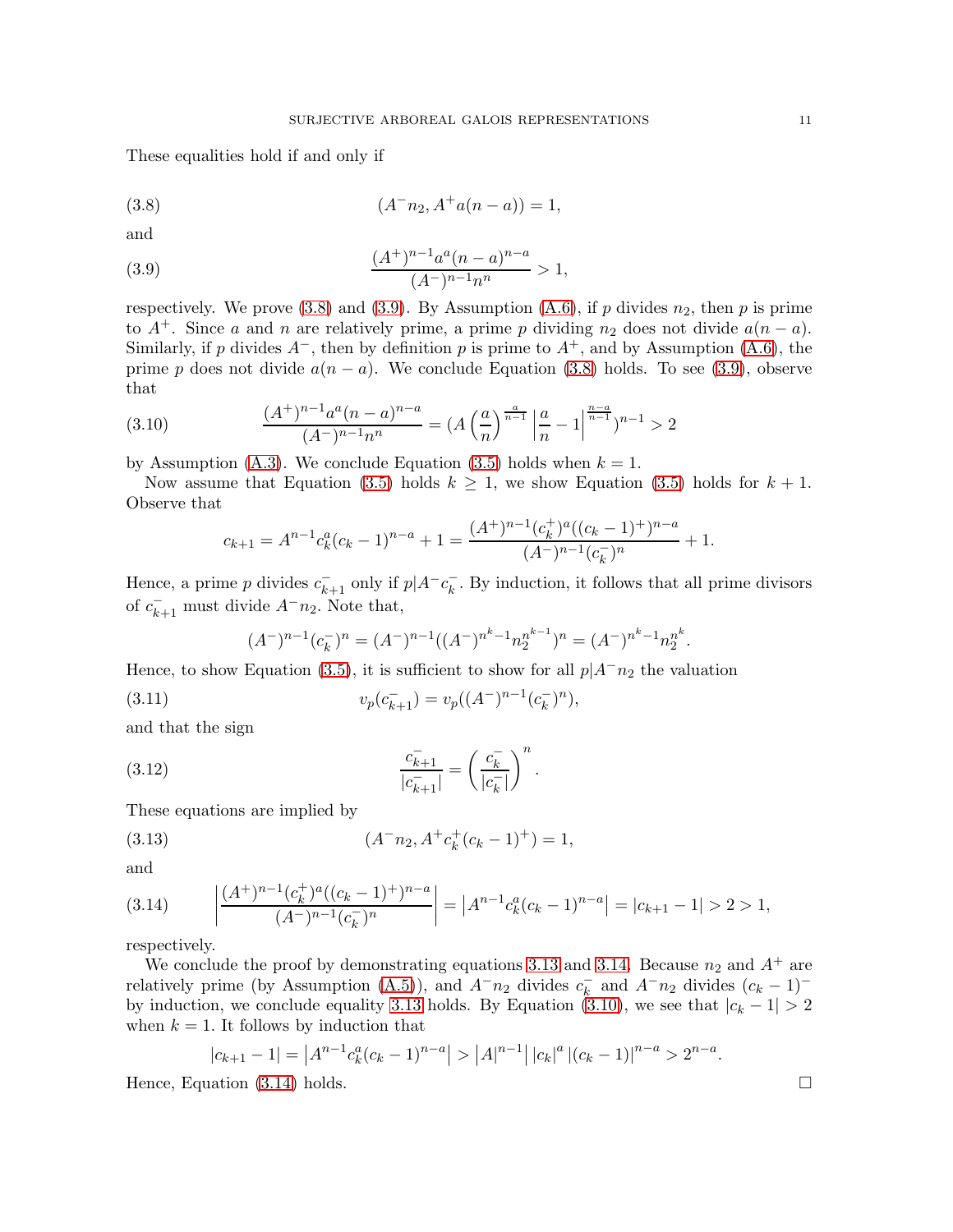These equalities hold if and only if

$$(A^- n_2, A^+ a(n-a)) = 1, \tag{3.8}$$

and

$$\frac{(A^+)^{n-1} a^a (n-a)^{n-a}}{(A^-)^{n-1} n^n} > 1, \tag{3.9}$$

respectively. We prove (3.8) and (3.9). By Assumption (A.6), if $p$ divides $n_2$, then $p$ is prime to $A^+$. Since $a$ and $n$ are relatively prime, a prime $p$ dividing $n_2$ does not divide $a(n-a)$. Similarly, if $p$ divides $A^-$, then by definition $p$ is prime to $A^+$, and by Assumption (A.6), the prime $p$ does not divide $a(n-a)$. We conclude Equation (3.8) holds. To see (3.9), observe that

$$\frac{(A^+)^{n-1} a^a (n-a)^{n-a}}{(A^-)^{n-1} n^n} = (A \left(\frac{a}{n}\right)^{\frac{a}{n-1}} \left|\frac{a}{n} - 1\right|^{\frac{n-a}{n-1}})^{n-1} > 2 \tag{3.10}$$

by Assumption (A.3). We conclude Equation (3.5) holds when $k = 1$.

Now assume that Equation (3.5) holds $k \geq 1$, we show Equation (3.5) holds for $k+1$. Observe that

$$c_{k+1} = A^{n-1} c_k^a (c_k - 1)^{n-a} + 1 = \frac{(A^+)^{n-1} (c_k^+)^a ((c_k-1)^+)^{n-a}}{(A^-)^{n-1} (c_k^-)^n} + 1.$$

Hence, a prime $p$ divides $c_{k+1}^-$ only if $p | A^- c_k^-$. By induction, it follows that all prime divisors of $c_{k+1}^-$ must divide $A^- n_2$. Note that,

$$(A^-)^{n-1} (c_k^-)^n = (A^-)^{n-1} ((A^-)^{n^{k}-1} n_2^{n^{k-1}})^n = (A^-)^{n^k - 1} n_2^{n^k}.$$

Hence, to show Equation (3.5), it is sufficient to show for all $p | A^- n_2$ the valuation

$$v_p(c_{k+1}^-) = v_p((A^-)^{n-1} (c_k^-)^n), \tag{3.11}$$

and that the sign

$$\frac{c_{k+1}^-}{|c_{k+1}^-|} = \left(\frac{c_k^-}{|c_k^-|}\right)^n. \tag{3.12}$$

These equations are implied by

$$(A^- n_2, A^+ c_k^+ (c_k - 1)^+) = 1, \tag{3.13}$$

and

$$\left|\frac{(A^+)^{n-1} (c_k^+)^a ((c_k-1)^+)^{n-a}}{(A^-)^{n-1} (c_k^-)^n}\right| = \left|A^{n-1} c_k^a (c_k - 1)^{n-a}\right| = |c_{k+1} - 1| > 2 > 1, \tag{3.14}$$

respectively.

We conclude the proof by demonstrating equations 3.13 and 3.14. Because $n_2$ and $A^+$ are relatively prime (by Assumption (A.5)), and $A^- n_2$ divides $c_k^-$ and $A^- n_2$ divides $(c_k - 1)^-$ by induction, we conclude equality 3.13 holds. By Equation (3.10), we see that $|c_k - 1| > 2$ when $k = 1$. It follows by induction that

$$|c_{k+1} - 1| = \left|A^{n-1} c_k^a (c_k - 1)^{n-a}\right| > \left|A\right|^{n-1} \left|c_k\right|^a \left|(c_k - 1)\right|^{n-a} > 2^{n-a}.$$

Hence, Equation (3.14) holds. □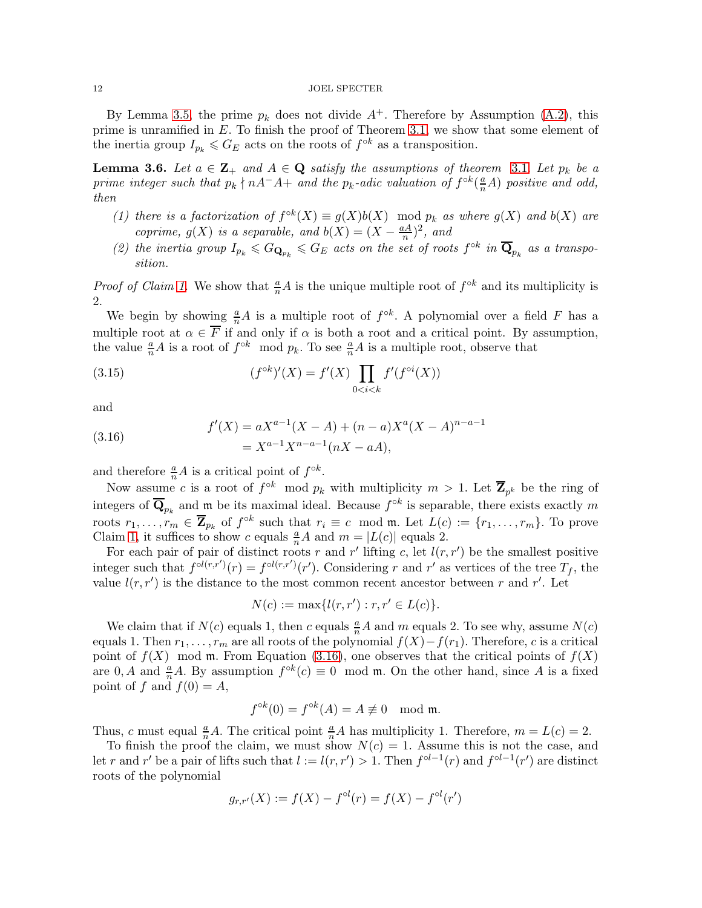By Lemma 3.5, the prime $p_k$ does not divide $A^+$. Therefore by Assumption (A.2), this prime is unramified in $E$. To finish the proof of Theorem 3.1, we show that some element of the inertia group $I_{p_k} \leqslant G_E$ acts on the roots of $f^{\circ k}$ as a transposition.

**Lemma 3.6.** *Let $a \in \mathbf{Z}_+$ and $A \in \mathbf{Q}$ satisfy the assumptions of theorem 3.1. Let $p_k$ be a prime integer such that $p_k \nmid nA^- A+$ and the $p_k$-adic valuation of $f^{\circ k}(\frac{a}{n}A)$ positive and odd, then*

1. *there is a factorization of $f^{\circ k}(X) \equiv g(X)b(X) \mod p_k$ as where $g(X)$ and $b(X)$ are coprime, $g(X)$ is a separable, and $b(X) = (X - \frac{aA}{n})^2$, and*
2. *the inertia group $I_{p_k} \leqslant G_{\mathbf{Q}_{p_k}} \leqslant G_E$ acts on the set of roots $f^{\circ k}$ in $\overline{\mathbf{Q}}_{p_k}$ as a transposition.*

*Proof of Claim 1.* We show that $\frac{a}{n}A$ is the unique multiple root of $f^{\circ k}$ and its multiplicity is 2.

We begin by showing $\frac{a}{n}A$ is a multiple root of $f^{\circ k}$. A polynomial over a field $F$ has a multiple root at $\alpha \in \overline{F}$ if and only if $\alpha$ is both a root and a critical point. By assumption, the value $\frac{a}{n}A$ is a root of $f^{\circ k} \mod p_k$. To see $\frac{a}{n}A$ is a multiple root, observe that

$$(f^{\circ k})'(X) = f'(X) \prod_{0<i<k} f'(f^{\circ i}(X)) \tag{3.15}$$

and

$$\begin{aligned} f'(X) &= aX^{a-1}(X - A) + (n-a)X^a(X-A)^{n-a-1} \\ &= X^{a-1}X^{n-a-1}(nX - aA), \end{aligned} \tag{3.16}$$

and therefore $\frac{a}{n}A$ is a critical point of $f^{\circ k}$.

Now assume $c$ is a root of $f^{\circ k} \mod p_k$ with multiplicity $m > 1$. Let $\overline{\mathbf{Z}}_{p^k}$ be the ring of integers of $\overline{\mathbf{Q}}_{p_k}$ and $\mathfrak{m}$ be its maximal ideal. Because $f^{\circ k}$ is separable, there exists exactly $m$ roots $r_1, \ldots, r_m \in \overline{\mathbf{Z}}_{p_k}$ of $f^{\circ k}$ such that $r_i \equiv c \mod \mathfrak{m}$. Let $L(c) := \{r_1, \ldots, r_m\}$. To prove Claim 1, it suffices to show $c$ equals $\frac{a}{n}A$ and $m = |L(c)|$ equals 2.

For each pair of pair of distinct roots $r$ and $r'$ lifting $c$, let $l(r, r')$ be the smallest positive integer such that $f^{\circ l(r,r')}(r) = f^{\circ l(r,r')}(r')$. Considering $r$ and $r'$ as vertices of the tree $T_f$, the value $l(r, r')$ is the distance to the most common recent ancestor between $r$ and $r'$. Let

$$N(c) := \max\{l(r, r') : r, r' \in L(c)\}.$$

We claim that if $N(c)$ equals 1, then $c$ equals $\frac{a}{n}A$ and $m$ equals 2. To see why, assume $N(c)$ equals 1. Then $r_1, \ldots, r_m$ are all roots of the polynomial $f(X) - f(r_1)$. Therefore, $c$ is a critical point of $f(X) \mod \mathfrak{m}$. From Equation (3.16), one observes that the critical points of $f(X)$ are $0, A$ and $\frac{a}{n}A$. By assumption $f^{\circ k}(c) \equiv 0 \mod \mathfrak{m}$. On the other hand, since $A$ is a fixed point of $f$ and $f(0) = A$,

$$f^{\circ k}(0) = f^{\circ k}(A) = A \not\equiv 0 \mod \mathfrak{m}.$$

Thus, $c$ must equal $\frac{a}{n}A$. The critical point $\frac{a}{n}A$ has multiplicity 1. Therefore, $m = L(c) = 2$.

To finish the proof the claim, we must show $N(c) = 1$. Assume this is not the case, and let $r$ and $r'$ be a pair of lifts such that $l := l(r, r') > 1$. Then $f^{\circ l-1}(r)$ and $f^{\circ l-1}(r')$ are distinct roots of the polynomial

$$g_{r,r'}(X) := f(X) - f^{\circ l}(r) = f(X) - f^{\circ l}(r')$$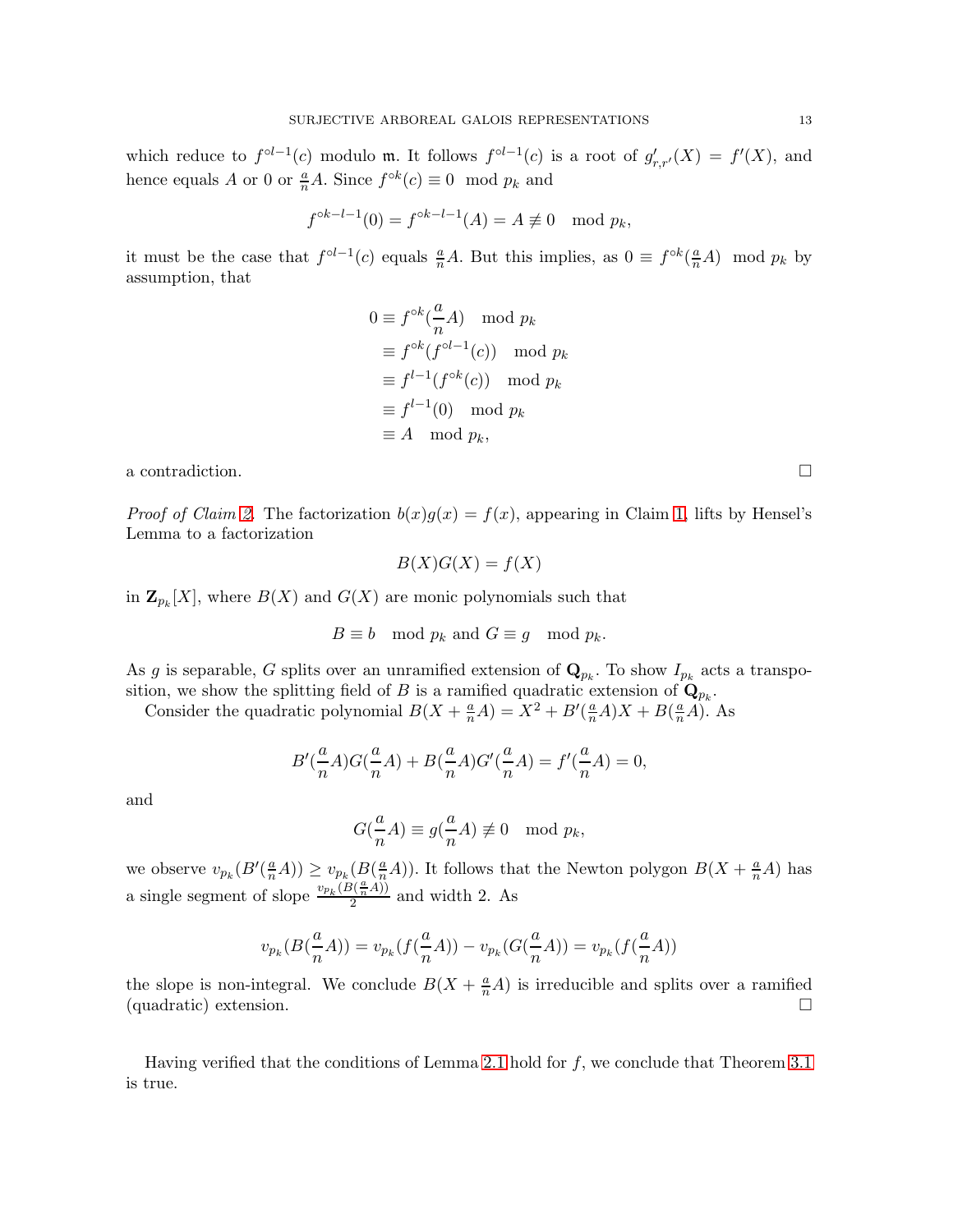which reduce to $f^{\circ l-1}(c)$ modulo $\mathfrak{m}$. It follows $f^{\circ l-1}(c)$ is a root of $g'_{r,r'}(X) = f'(X)$, and hence equals $A$ or $0$ or $\frac{a}{n}A$. Since $f^{\circ k}(c) \equiv 0 \mod p_k$ and

$$f^{\circ k-l-1}(0) = f^{\circ k-l-1}(A) = A \not\equiv 0 \mod p_k,$$

it must be the case that $f^{\circ l-1}(c)$ equals $\frac{a}{n}A$. But this implies, as $0 \equiv f^{\circ k}(\frac{a}{n}A) \mod p_k$ by assumption, that

$$\begin{aligned}
0 &\equiv f^{\circ k}(\frac{a}{n}A) \mod p_k \\
&\equiv f^{\circ k}(f^{\circ l-1}(c)) \mod p_k \\
&\equiv f^{l-1}(f^{\circ k}(c)) \mod p_k \\
&\equiv f^{l-1}(0) \mod p_k \\
&\equiv A \mod p_k,
\end{aligned}$$

a contradiction. $\square$

*Proof of Claim 2.* The factorization $b(x)g(x) = f(x)$, appearing in Claim 1, lifts by Hensel's Lemma to a factorization

$$B(X)G(X) = f(X)$$

in $\mathbf{Z}_{p_k}[X]$, where $B(X)$ and $G(X)$ are monic polynomials such that

$$B \equiv b \mod p_k \text{ and } G \equiv g \mod p_k.$$

As $g$ is separable, $G$ splits over an unramified extension of $\mathbf{Q}_{p_k}$. To show $I_{p_k}$ acts a transposition, we show the splitting field of $B$ is a ramified quadratic extension of $\mathbf{Q}_{p_k}$.

Consider the quadratic polynomial $B(X + \frac{a}{n}A) = X^2 + B'(\frac{a}{n}A)X + B(\frac{a}{n}A)$. As

$$B'(\frac{a}{n}A)G(\frac{a}{n}A) + B(\frac{a}{n}A)G'(\frac{a}{n}A) = f'(\frac{a}{n}A) = 0,$$

and

$$G(\frac{a}{n}A) \equiv g(\frac{a}{n}A) \not\equiv 0 \mod p_k,$$

we observe $v_{p_k}(B'(\frac{a}{n}A)) \geq v_{p_k}(B(\frac{a}{n}A))$. It follows that the Newton polygon $B(X + \frac{a}{n}A)$ has a single segment of slope $\frac{v_{p_k}(B(\frac{a}{n}A))}{2}$ and width 2. As

$$v_{p_k}(B(\frac{a}{n}A)) = v_{p_k}(f(\frac{a}{n}A)) - v_{p_k}(G(\frac{a}{n}A)) = v_{p_k}(f(\frac{a}{n}A))$$

the slope is non-integral. We conclude $B(X + \frac{a}{n}A)$ is irreducible and splits over a ramified (quadratic) extension. $\square$

Having verified that the conditions of Lemma 2.1 hold for $f$, we conclude that Theorem 3.1 is true.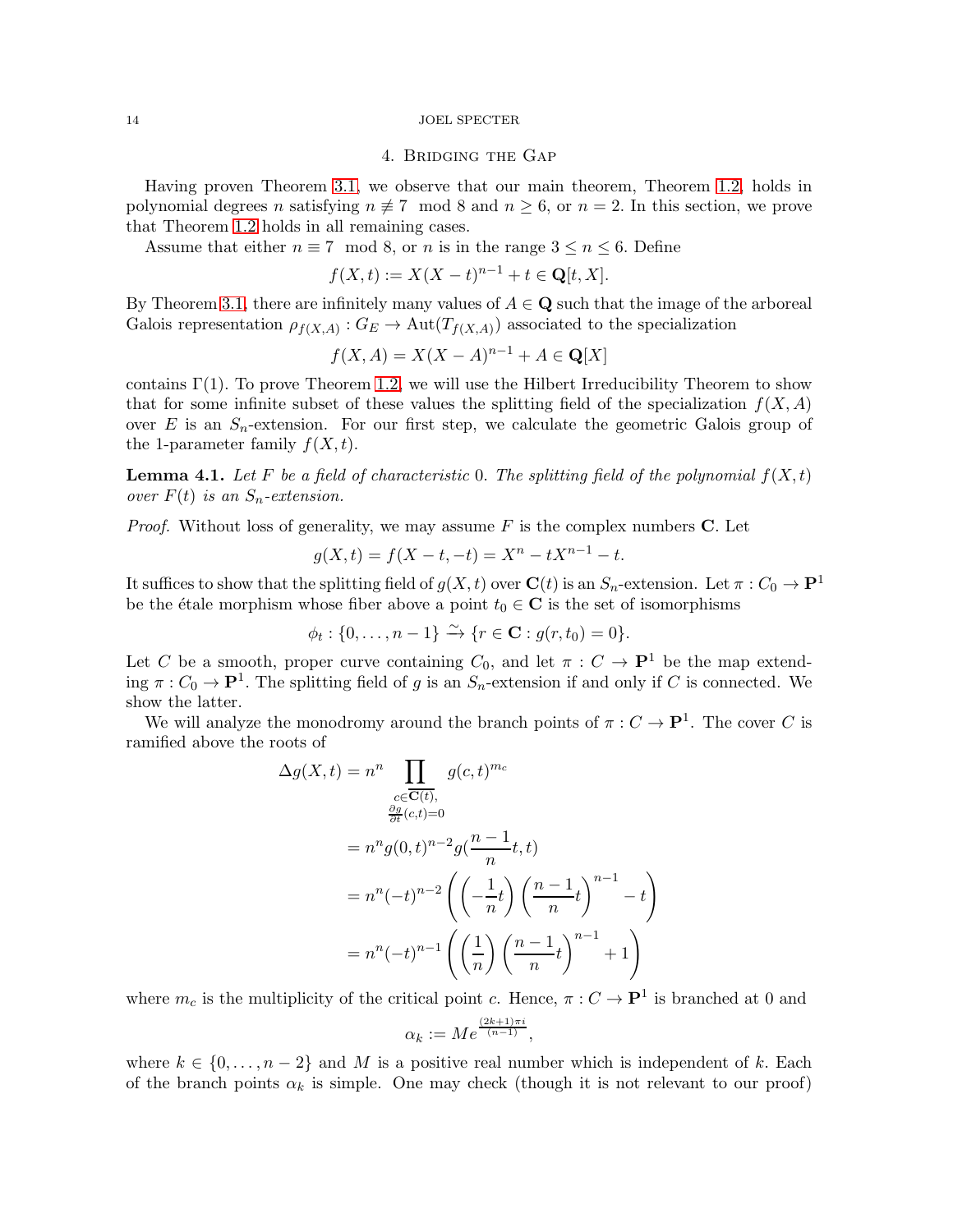## 4. Bridging the Gap

Having proven Theorem 3.1, we observe that our main theorem, Theorem 1.2, holds in polynomial degrees $n$ satisfying $n \not\equiv 7 \mod 8$ and $n \geq 6$, or $n = 2$. In this section, we prove that Theorem 1.2 holds in all remaining cases.

Assume that either $n \equiv 7 \mod 8$, or $n$ is in the range $3 \leq n \leq 6$. Define

$$f(X,t) := X(X-t)^{n-1} + t \in \mathbf{Q}[t,X].$$

By Theorem 3.1, there are infinitely many values of $A \in \mathbf{Q}$ such that the image of the arboreal Galois representation $\rho_{f(X,A)} : G_E \to \mathrm{Aut}(T_{f(X,A)})$ associated to the specialization

$$f(X,A) = X(X-A)^{n-1} + A \in \mathbf{Q}[X]$$

contains $\Gamma(1)$. To prove Theorem 1.2, we will use the Hilbert Irreducibility Theorem to show that for some infinite subset of these values the splitting field of the specialization $f(X,A)$ over $E$ is an $S_n$-extension. For our first step, we calculate the geometric Galois group of the 1-parameter family $f(X,t)$.

**Lemma 4.1.** *Let $F$ be a field of characteristic $0$. The splitting field of the polynomial $f(X,t)$ over $F(t)$ is an $S_n$-extension.*

*Proof.* Without loss of generality, we may assume $F$ is the complex numbers $\mathbf{C}$. Let

$$g(X,t) = f(X-t,-t) = X^n - tX^{n-1} - t.$$

It suffices to show that the splitting field of $g(X,t)$ over $\mathbf{C}(t)$ is an $S_n$-extension. Let $\pi : C_0 \to \mathbf{P}^1$ be the étale morphism whose fiber above a point $t_0 \in \mathbf{C}$ is the set of isomorphisms

$$\phi_t : \{0,\ldots,n-1\} \xrightarrow{\sim} \{r \in \mathbf{C} : g(r,t_0) = 0\}.$$

Let $C$ be a smooth, proper curve containing $C_0$, and let $\pi : C \to \mathbf{P}^1$ be the map extending $\pi : C_0 \to \mathbf{P}^1$. The splitting field of $g$ is an $S_n$-extension if and only if $C$ is connected. We show the latter.

We will analyze the monodromy around the branch points of $\pi : C \to \mathbf{P}^1$. The cover $C$ is ramified above the roots of

$$\begin{aligned}
\Delta g(X,t) &= n^n \prod_{\substack{c \in \overline{\mathbf{C}(t)},\\ \frac{\partial g}{\partial t}(c,t)=0}} g(c,t)^{m_c} \\
&= n^n g(0,t)^{n-2} g\left(\frac{n-1}{n}t, t\right) \\
&= n^n (-t)^{n-2} \left( \left(-\frac{1}{n}t\right) \left(\frac{n-1}{n}t\right)^{n-1} - t \right) \\
&= n^n (-t)^{n-1} \left( \left(\frac{1}{n}\right) \left(\frac{n-1}{n}t\right)^{n-1} + 1 \right)
\end{aligned}$$

where $m_c$ is the multiplicity of the critical point $c$. Hence, $\pi : C \to \mathbf{P}^1$ is branched at 0 and

$$\alpha_k := Me^{\frac{(2k+1)\pi i}{(n-1)}},$$

where $k \in \{0,\ldots,n-2\}$ and $M$ is a positive real number which is independent of $k$. Each of the branch points $\alpha_k$ is simple. One may check (though it is not relevant to our proof)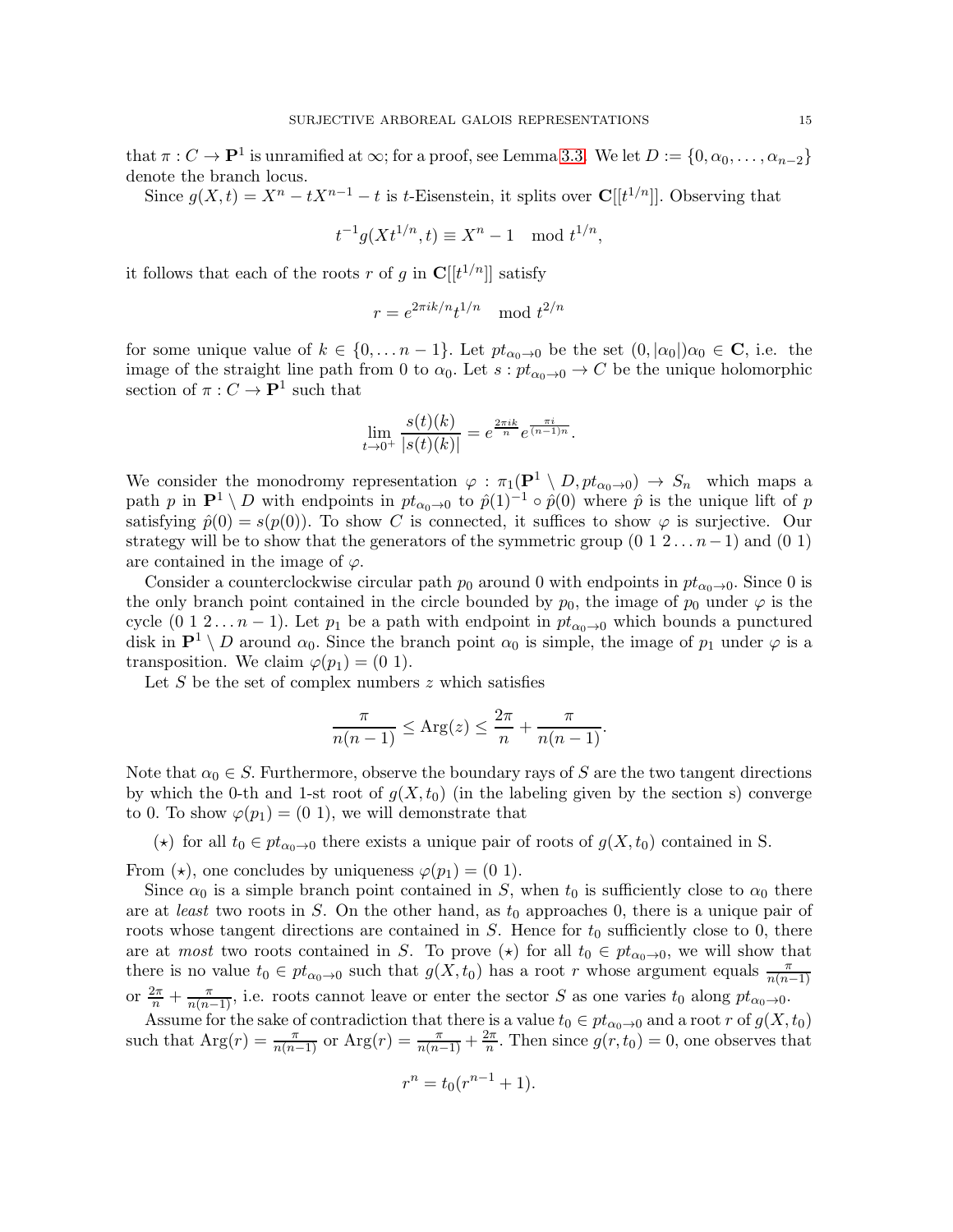that $\pi : C \to \mathbf{P}^1$ is unramified at $\infty$; for a proof, see Lemma 3.3. We let $D := \{0, \alpha_0, \dots, \alpha_{n-2}\}$ denote the branch locus.

Since $g(X,t) = X^n - tX^{n-1} - t$ is $t$-Eisenstein, it splits over $\mathbf{C}[[t^{1/n}]]$. Observing that

$$t^{-1}g(Xt^{1/n}, t) \equiv X^n - 1 \mod t^{1/n},$$

it follows that each of the roots $r$ of $g$ in $\mathbf{C}[[t^{1/n}]]$ satisfy

$$r = e^{2\pi i k/n} t^{1/n} \mod t^{2/n}$$

for some unique value of $k \in \{0, \dots n-1\}$. Let $pt_{\alpha_0 \to 0}$ be the set $(0, |\alpha_0|)\alpha_0 \in \mathbf{C}$, i.e. the image of the straight line path from 0 to $\alpha_0$. Let $s : pt_{\alpha_0 \to 0} \to C$ be the unique holomorphic section of $\pi : C \to \mathbf{P}^1$ such that

$$\lim_{t \to 0^+} \frac{s(t)(k)}{|s(t)(k)|} = e^{\frac{2\pi i k}{n}} e^{\frac{\pi i}{(n-1)n}}.$$

We consider the monodromy representation $\varphi : \pi_1(\mathbf{P}^1 \setminus D, pt_{\alpha_0 \to 0}) \to S_n$ which maps a path $p$ in $\mathbf{P}^1 \setminus D$ with endpoints in $pt_{\alpha_0 \to 0}$ to $\hat{p}(1)^{-1} \circ \hat{p}(0)$ where $\hat{p}$ is the unique lift of $p$ satisfying $\hat{p}(0) = s(p(0))$. To show $C$ is connected, it suffices to show $\varphi$ is surjective. Our strategy will be to show that the generators of the symmetric group $(0\ 1\ 2 \dots n-1)$ and $(0\ 1)$ are contained in the image of $\varphi$.

Consider a counterclockwise circular path $p_0$ around 0 with endpoints in $pt_{\alpha_0 \to 0}$. Since 0 is the only branch point contained in the circle bounded by $p_0$, the image of $p_0$ under $\varphi$ is the cycle $(0\ 1\ 2 \dots n-1)$. Let $p_1$ be a path with endpoint in $pt_{\alpha_0 \to 0}$ which bounds a punctured disk in $\mathbf{P}^1 \setminus D$ around $\alpha_0$. Since the branch point $\alpha_0$ is simple, the image of $p_1$ under $\varphi$ is a transposition. We claim $\varphi(p_1) = (0\ 1)$.

Let $S$ be the set of complex numbers $z$ which satisfies

$$\frac{\pi}{n(n-1)} \le \operatorname{Arg}(z) \le \frac{2\pi}{n} + \frac{\pi}{n(n-1)}.$$

Note that $\alpha_0 \in S$. Furthermore, observe the boundary rays of $S$ are the two tangent directions by which the 0-th and 1-st root of $g(X, t_0)$ (in the labeling given by the section s) converge to 0. To show $\varphi(p_1) = (0\ 1)$, we will demonstrate that

($\star$) for all $t_0 \in pt_{\alpha_0 \to 0}$ there exists a unique pair of roots of $g(X, t_0)$ contained in S.

From ($\star$), one concludes by uniqueness $\varphi(p_1) = (0\ 1)$.

Since $\alpha_0$ is a simple branch point contained in $S$, when $t_0$ is sufficiently close to $\alpha_0$ there are at *least* two roots in $S$. On the other hand, as $t_0$ approaches 0, there is a unique pair of roots whose tangent directions are contained in $S$. Hence for $t_0$ sufficiently close to 0, there are at *most* two roots contained in $S$. To prove ($\star$) for all $t_0 \in pt_{\alpha_0 \to 0}$, we will show that there is no value $t_0 \in pt_{\alpha_0 \to 0}$ such that $g(X, t_0)$ has a root $r$ whose argument equals $\frac{\pi}{n(n-1)}$ or $\frac{2\pi}{n} + \frac{\pi}{n(n-1)}$, i.e. roots cannot leave or enter the sector $S$ as one varies $t_0$ along $pt_{\alpha_0 \to 0}$.

Assume for the sake of contradiction that there is a value $t_0 \in pt_{\alpha_0 \to 0}$ and a root $r$ of $g(X, t_0)$ such that $\operatorname{Arg}(r) = \frac{\pi}{n(n-1)}$ or $\operatorname{Arg}(r) = \frac{\pi}{n(n-1)} + \frac{2\pi}{n}$. Then since $g(r, t_0) = 0$, one observes that

$$r^n = t_0(r^{n-1} + 1).$$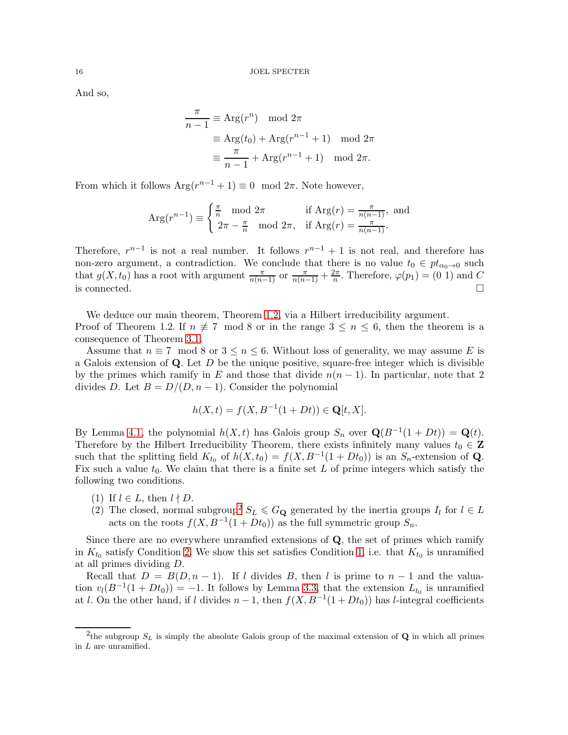And so,

$$
\begin{aligned}
\frac{\pi}{n-1} &\equiv \operatorname{Arg}(r^n) \mod 2\pi \\
&\equiv \operatorname{Arg}(t_0) + \operatorname{Arg}(r^{n-1}+1) \mod 2\pi \\
&\equiv \frac{\pi}{n-1} + \operatorname{Arg}(r^{n-1}+1) \mod 2\pi.
\end{aligned}
$$

From which it follows $\operatorname{Arg}(r^{n-1}+1) \equiv 0 \mod 2\pi$. Note however,

$$
\operatorname{Arg}(r^{n-1}) \equiv \begin{cases} \frac{\pi}{n} \mod 2\pi & \text{if } \operatorname{Arg}(r) = \frac{\pi}{n(n-1)}, \text{ and} \\ 2\pi - \frac{\pi}{n} \mod 2\pi, & \text{if } \operatorname{Arg}(r) = \frac{\pi}{n(n-1)}. \end{cases}
$$

Therefore, $r^{n-1}$ is not a real number. It follows $r^{n-1}+1$ is not real, and therefore has non-zero argument, a contradiction. We conclude that there is no value $t_0 \in pt_{\alpha_0 \to 0}$ such that $g(X, t_0)$ has a root with argument $\frac{\pi}{n(n-1)}$ or $\frac{\pi}{n(n-1)} + \frac{2\pi}{n}$. Therefore, $\varphi(p_1) = (0\ 1)$ and $C$ is connected. □

We deduce our main theorem, Theorem 1.2, via a Hilbert irreducibility argument.

*Proof of Theorem 1.2.* If $n \not\equiv 7 \mod 8$ or in the range $3 \leq n \leq 6$, then the theorem is a consequence of Theorem 3.1.

Assume that $n \equiv 7 \mod 8$ or $3 \leq n \leq 6$. Without loss of generality, we may assume $E$ is a Galois extension of $\mathbf{Q}$. Let $D$ be the unique positive, square-free integer which is divisible by the primes which ramify in $E$ and those that divide $n(n-1)$. In particular, note that 2 divides $D$. Let $B = D/(D, n-1)$. Consider the polynomial

$$
h(X, t) = f(X, B^{-1}(1 + Dt)) \in \mathbf{Q}[t, X].
$$

By Lemma 4.1, the polynomial $h(X, t)$ has Galois group $S_n$ over $\mathbf{Q}(B^{-1}(1 + Dt)) = \mathbf{Q}(t)$. Therefore by the Hilbert Irreducibility Theorem, there exists infinitely many values $t_0 \in \mathbf{Z}$ such that the splitting field $K_{t_0}$ of $h(X, t_0) = f(X, B^{-1}(1 + Dt_0))$ is an $S_n$-extension of $\mathbf{Q}$. Fix such a value $t_0$. We claim that there is a finite set $L$ of prime integers which satisfy the following two conditions.

1. If $l \in L$, then $l \nmid D$.
2. The closed, normal subgroup[2] $S_L \leqslant G_{\mathbf{Q}}$ generated by the inertia groups $I_l$ for $l \in L$ acts on the roots $f(X, B^{-1}(1 + Dt_0))$ as the full symmetric group $S_n$.

Since there are no everywhere unramfied extensions of $\mathbf{Q}$, the set of primes which ramify in $K_{t_0}$ satisfy Condition 2. We show this set satisfies Condition 1, i.e. that $K_{t_0}$ is unramified at all primes dividing $D$.

Recall that $D = B(D, n-1)$. If $l$ divides $B$, then $l$ is prime to $n-1$ and the valuation $v_l(B^{-1}(1 + Dt_0)) = -1$. It follows by Lemma 3.3, that the extension $L_{t_0}$ is unramified at $l$. On the other hand, if $l$ divides $n-1$, then $f(X, B^{-1}(1 + Dt_0))$ has $l$-integral coefficients

[2] the subgroup $S_L$ is simply the absolute Galois group of the maximal extension of $\mathbf{Q}$ in which all primes in $L$ are unramified.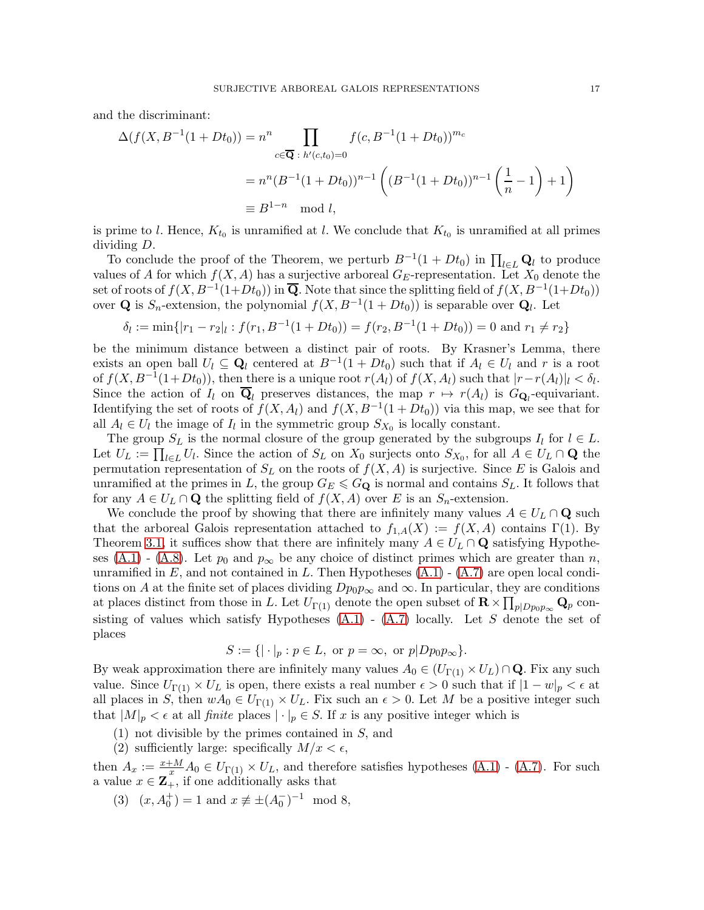and the discriminant:

$$\begin{aligned}
\Delta(f(X, B^{-1}(1+Dt_0)) &= n^n \prod_{c\in\overline{\mathbf{Q}}\,:\,h'(c,t_0)=0} f(c, B^{-1}(1+Dt_0))^{m_c} \\
&= n^n (B^{-1}(1+Dt_0))^{n-1}\left((B^{-1}(1+Dt_0))^{n-1}\left(\frac{1}{n}-1\right)+1\right) \\
&\equiv B^{1-n} \mod l,
\end{aligned}$$

is prime to $l$. Hence, $K_{t_0}$ is unramified at $l$. We conclude that $K_{t_0}$ is unramified at all primes dividing $D$.

To conclude the proof of the Theorem, we perturb $B^{-1}(1+Dt_0)$ in $\prod_{l\in L}\mathbf{Q}_l$ to produce values of $A$ for which $f(X,A)$ has a surjective arboreal $G_E$-representation. Let $X_0$ denote the set of roots of $f(X, B^{-1}(1+Dt_0))$ in $\overline{\mathbf{Q}}$. Note that since the splitting field of $f(X, B^{-1}(1+Dt_0))$ over $\mathbf{Q}$ is $S_n$-extension, the polynomial $f(X, B^{-1}(1+Dt_0))$ is separable over $\mathbf{Q}_l$. Let

$$\delta_l := \min\{|r_1 - r_2|_l : f(r_1, B^{-1}(1+Dt_0)) = f(r_2, B^{-1}(1+Dt_0)) = 0 \text{ and } r_1 \neq r_2\}$$

be the minimum distance between a distinct pair of roots. By Krasner's Lemma, there exists an open ball $U_l \subseteq \mathbf{Q}_l$ centered at $B^{-1}(1+Dt_0)$ such that if $A_l \in U_l$ and $r$ is a root of $f(X, B^{-1}(1+Dt_0))$, then there is a unique root $r(A_l)$ of $f(X, A_l)$ such that $|r - r(A_l)|_l < \delta_l$. Since the action of $I_l$ on $\overline{\mathbf{Q}}_l$ preserves distances, the map $r \mapsto r(A_l)$ is $G_{\mathbf{Q}_l}$-equivariant. Identifying the set of roots of $f(X, A_l)$ and $f(X, B^{-1}(1+Dt_0))$ via this map, we see that for all $A_l \in U_l$ the image of $I_l$ in the symmetric group $S_{X_0}$ is locally constant.

The group $S_L$ is the normal closure of the group generated by the subgroups $I_l$ for $l \in L$. Let $U_L := \prod_{l\in L} U_l$. Since the action of $S_L$ on $X_0$ surjects onto $S_{X_0}$, for all $A \in U_L \cap \mathbf{Q}$ the permutation representation of $S_L$ on the roots of $f(X,A)$ is surjective. Since $E$ is Galois and unramified at the primes in $L$, the group $G_E \leqslant G_{\mathbf{Q}}$ is normal and contains $S_L$. It follows that for any $A \in U_L \cap \mathbf{Q}$ the splitting field of $f(X,A)$ over $E$ is an $S_n$-extension.

We conclude the proof by showing that there are infinitely many values $A \in U_L \cap \mathbf{Q}$ such that the arboreal Galois representation attached to $f_{1,A}(X) := f(X,A)$ contains $\Gamma(1)$. By Theorem 3.1, it suffices show that there are infinitely many $A \in U_L \cap \mathbf{Q}$ satisfying Hypotheses (A.1) - (A.8). Let $p_0$ and $p_\infty$ be any choice of distinct primes which are greater than $n$, unramified in $E$, and not contained in $L$. Then Hypotheses (A.1) - (A.7) are open local conditions on $A$ at the finite set of places dividing $Dp_0p_\infty$ and $\infty$. In particular, they are conditions at places distinct from those in $L$. Let $U_{\Gamma(1)}$ denote the open subset of $\mathbf{R} \times \prod_{p|Dp_0p_\infty} \mathbf{Q}_p$ consisting of values which satisfy Hypotheses (A.1) - (A.7) locally. Let $S$ denote the set of places

$$S := \{|\cdot|_p : p \in L, \text{ or } p = \infty, \text{ or } p | Dp_0p_\infty\}.$$

By weak approximation there are infinitely many values $A_0 \in (U_{\Gamma(1)} \times U_L) \cap \mathbf{Q}$. Fix any such value. Since $U_{\Gamma(1)} \times U_L$ is open, there exists a real number $\epsilon > 0$ such that if $|1 - w|_p < \epsilon$ at all places in $S$, then $wA_0 \in U_{\Gamma(1)} \times U_L$. Fix such an $\epsilon > 0$. Let $M$ be a positive integer such that $|M|_p < \epsilon$ at all *finite* places $|\cdot|_p \in S$. If $x$ is any positive integer which is

(1) not divisible by the primes contained in $S$, and
(2) sufficiently large: specifically $M/x < \epsilon$,

then $A_x := \frac{x+M}{x} A_0 \in U_{\Gamma(1)} \times U_L$, and therefore satisfies hypotheses (A.1) - (A.7). For such a value $x \in \mathbf{Z}_+$, if one additionally asks that

(3) $(x, A_0^+) = 1$ and $x \not\equiv \pm(A_0^-)^{-1} \mod 8$,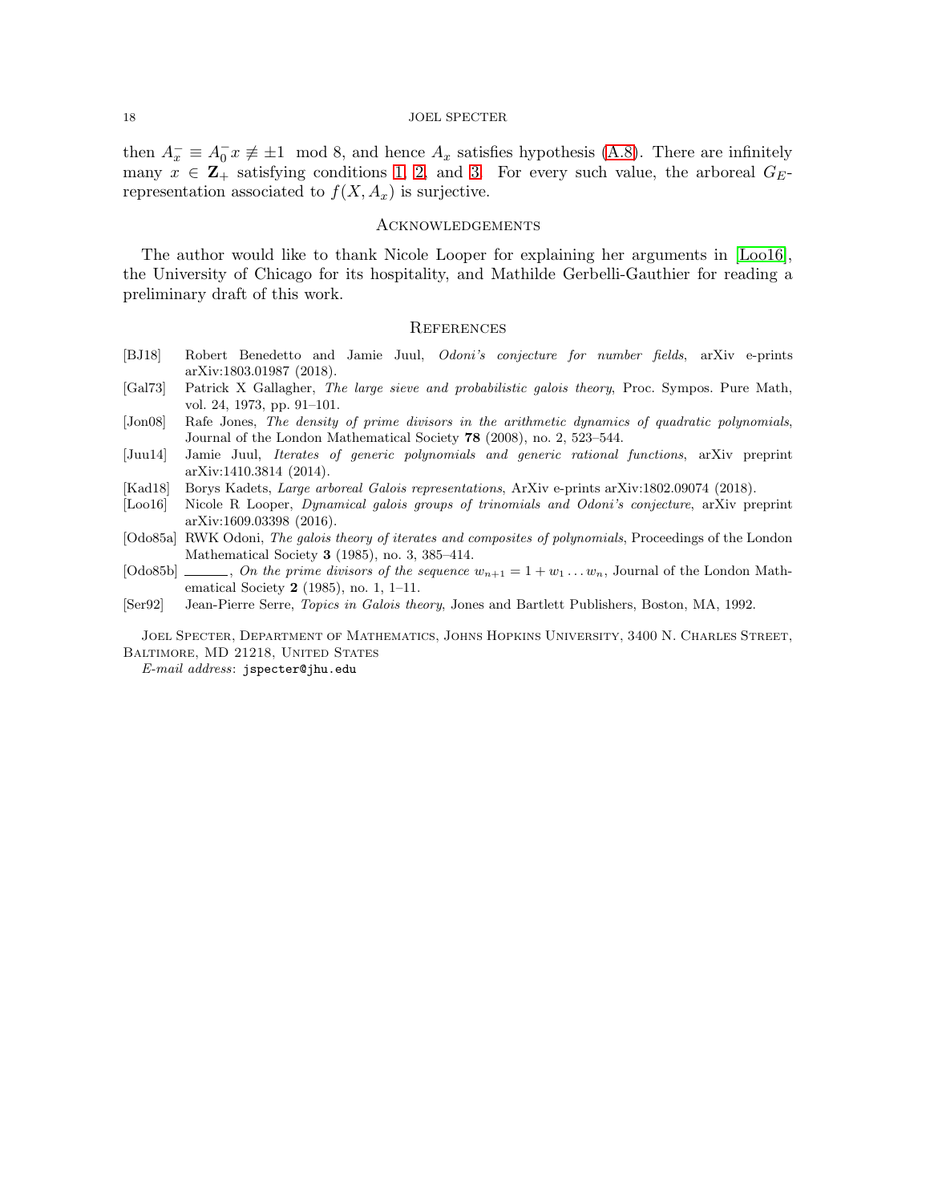then $A_x^- \equiv A_0^- x \not\equiv \pm 1 \mod 8$, and hence $A_x$ satisfies hypothesis (A.8). There are infinitely many $x \in \mathbf{Z}_+$ satisfying conditions 1, 2, and 3. For every such value, the arboreal $G_E$-representation associated to $f(X, A_x)$ is surjective.

## Acknowledgements

The author would like to thank Nicole Looper for explaining her arguments in [Loo16], the University of Chicago for its hospitality, and Mathilde Gerbelli-Gauthier for reading a preliminary draft of this work.

## References

- [BJ18] Robert Benedetto and Jamie Juul, *Odoni's conjecture for number fields*, arXiv e-prints arXiv:1803.01987 (2018).
- [Gal73] Patrick X Gallagher, *The large sieve and probabilistic galois theory*, Proc. Sympos. Pure Math, vol. 24, 1973, pp. 91–101.
- [Jon08] Rafe Jones, *The density of prime divisors in the arithmetic dynamics of quadratic polynomials*, Journal of the London Mathematical Society **78** (2008), no. 2, 523–544.
- [Juu14] Jamie Juul, *Iterates of generic polynomials and generic rational functions*, arXiv preprint arXiv:1410.3814 (2014).
- [Kad18] Borys Kadets, *Large arboreal Galois representations*, ArXiv e-prints arXiv:1802.09074 (2018).
- [Loo16] Nicole R Looper, *Dynamical galois groups of trinomials and Odoni's conjecture*, arXiv preprint arXiv:1609.03398 (2016).
- [Odo85a] RWK Odoni, *The galois theory of iterates and composites of polynomials*, Proceedings of the London Mathematical Society **3** (1985), no. 3, 385–414.
- [Odo85b] ______, *On the prime divisors of the sequence $w_{n+1} = 1 + w_1 \dots w_n$*, Journal of the London Mathematical Society **2** (1985), no. 1, 1–11.
- [Ser92] Jean-Pierre Serre, *Topics in Galois theory*, Jones and Bartlett Publishers, Boston, MA, 1992.

Joel Specter, Department of Mathematics, Johns Hopkins University, 3400 N. Charles Street, Baltimore, MD 21218, United States

*E-mail address*: jspecter@jhu.edu